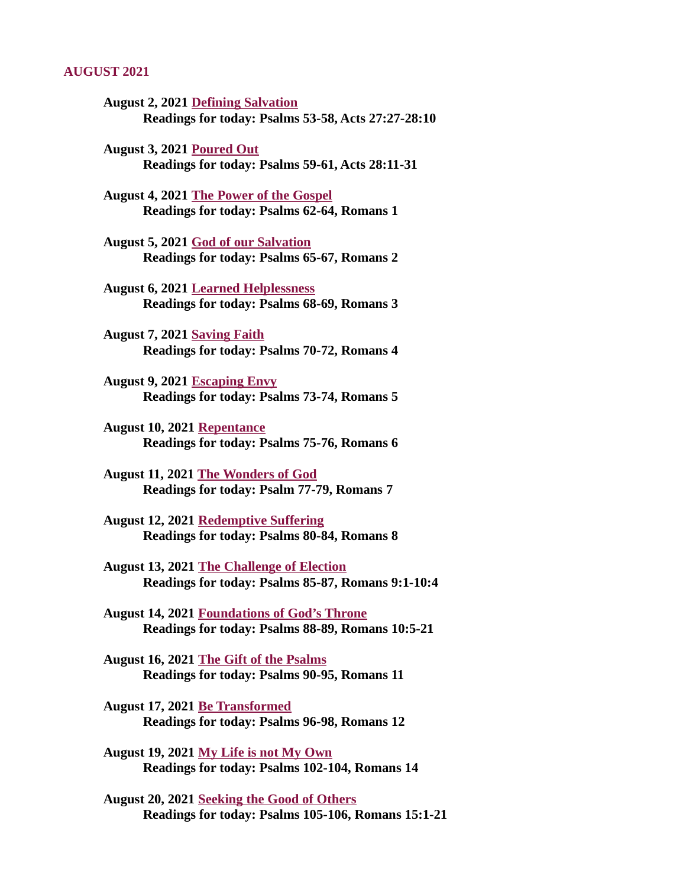## AUGUST 2021

**August 2, 2021 Defining Salvation**
**Readings for today: Psalms 53-58, Acts 27:27-28:10**

**August 3, 2021 Poured Out**
**Readings for today: Psalms 59-61, Acts 28:11-31**

**August 4, 2021 The Power of the Gospel**
**Readings for today: Psalms 62-64, Romans 1**

**August 5, 2021 God of our Salvation**
**Readings for today: Psalms 65-67, Romans 2**

**August 6, 2021 Learned Helplessness**
**Readings for today: Psalms 68-69, Romans 3**

**August 7, 2021 Saving Faith**
**Readings for today: Psalms 70-72, Romans 4**

**August 9, 2021 Escaping Envy**
**Readings for today: Psalms 73-74, Romans 5**

**August 10, 2021 Repentance**
**Readings for today: Psalms 75-76, Romans 6**

**August 11, 2021 The Wonders of God**
**Readings for today: Psalm 77-79, Romans 7**

**August 12, 2021 Redemptive Suffering**
**Readings for today: Psalms 80-84, Romans 8**

**August 13, 2021 The Challenge of Election**
**Readings for today: Psalms 85-87, Romans 9:1-10:4**

**August 14, 2021 Foundations of God's Throne**
**Readings for today: Psalms 88-89, Romans 10:5-21**

**August 16, 2021 The Gift of the Psalms**
**Readings for today: Psalms 90-95, Romans 11**

**August 17, 2021 Be Transformed**
**Readings for today: Psalms 96-98, Romans 12**

**August 19, 2021 My Life is not My Own**
**Readings for today: Psalms 102-104, Romans 14**

**August 20, 2021 Seeking the Good of Others**
**Readings for today: Psalms 105-106, Romans 15:1-21**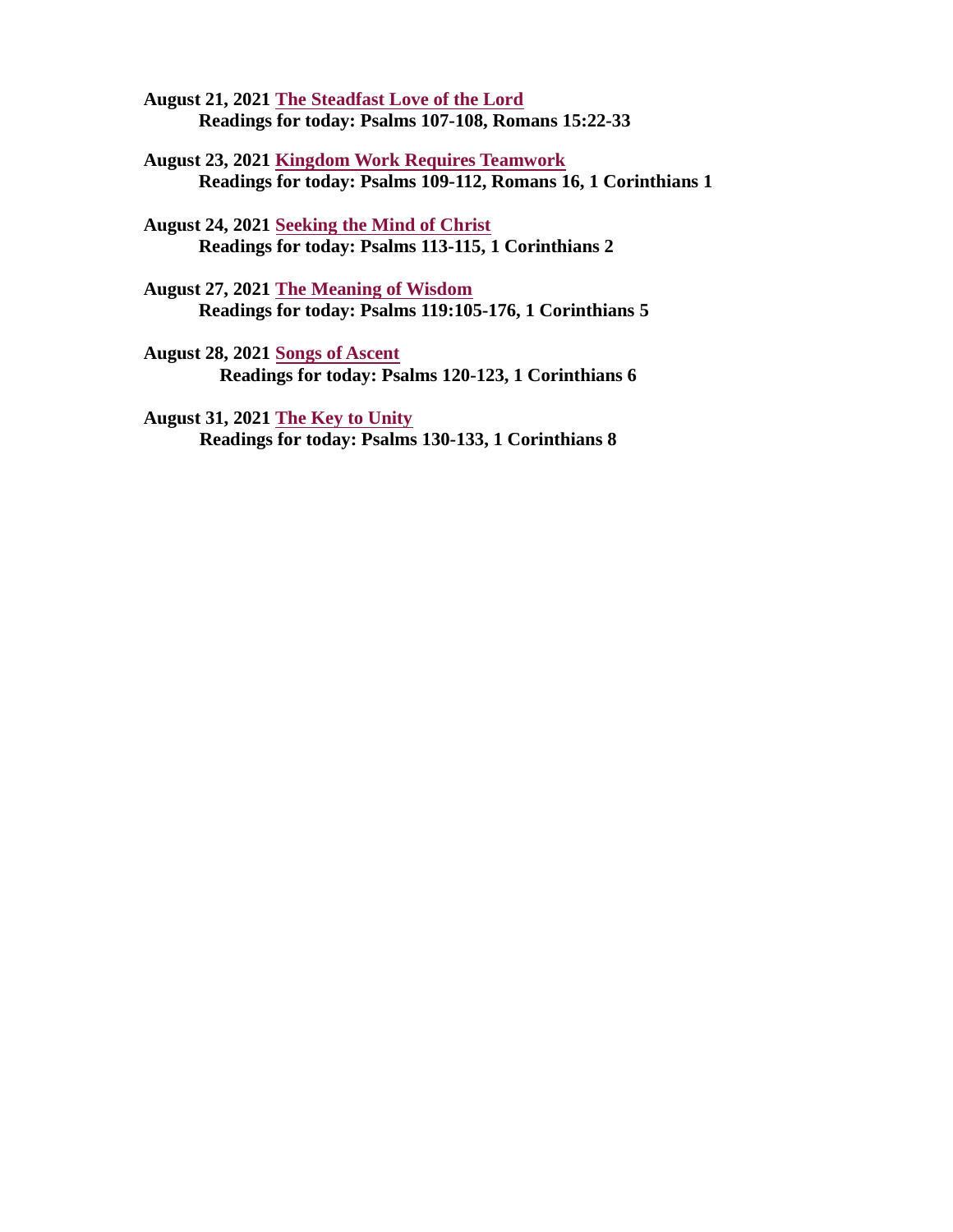**August 21, 2021 The Steadfast Love of the Lord**
**Readings for today: Psalms 107-108, Romans 15:22-33**

**August 23, 2021 Kingdom Work Requires Teamwork**
**Readings for today: Psalms 109-112, Romans 16, 1 Corinthians 1**

**August 24, 2021 Seeking the Mind of Christ**
**Readings for today: Psalms 113-115, 1 Corinthians 2**

**August 27, 2021 The Meaning of Wisdom**
**Readings for today: Psalms 119:105-176, 1 Corinthians 5**

**August 28, 2021 Songs of Ascent**
**Readings for today: Psalms 120-123, 1 Corinthians 6**

**August 31, 2021 The Key to Unity**
**Readings for today: Psalms 130-133, 1 Corinthians 8**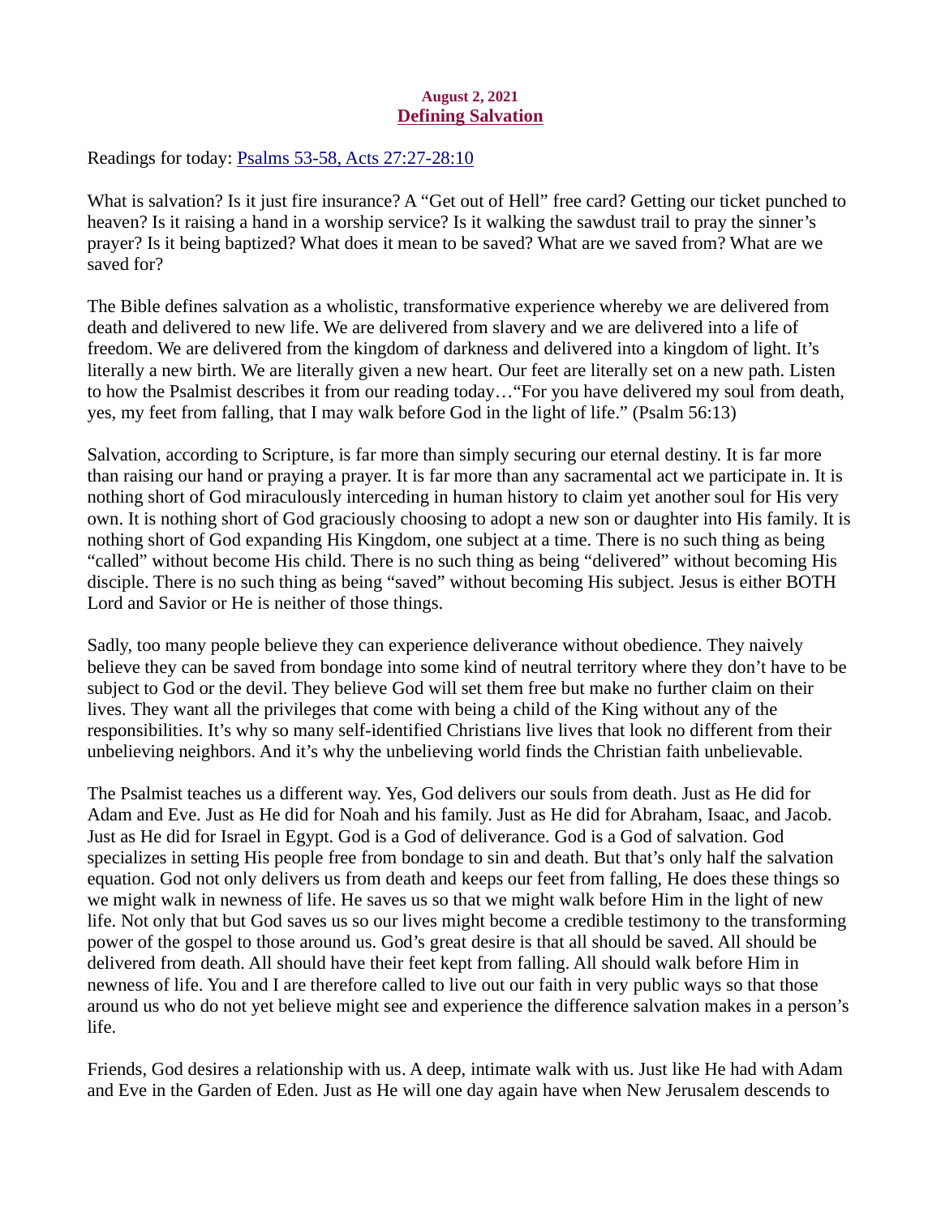**August 2, 2021**

## Defining Salvation

Readings for today: [Psalms 53-58, Acts 27:27-28:10]

What is salvation? Is it just fire insurance? A "Get out of Hell" free card? Getting our ticket punched to heaven? Is it raising a hand in a worship service? Is it walking the sawdust trail to pray the sinner's prayer? Is it being baptized? What does it mean to be saved? What are we saved from? What are we saved for?

The Bible defines salvation as a wholistic, transformative experience whereby we are delivered from death and delivered to new life. We are delivered from slavery and we are delivered into a life of freedom. We are delivered from the kingdom of darkness and delivered into a kingdom of light. It's literally a new birth. We are literally given a new heart. Our feet are literally set on a new path. Listen to how the Psalmist describes it from our reading today…"For you have delivered my soul from death, yes, my feet from falling, that I may walk before God in the light of life." (Psalm 56:13)

Salvation, according to Scripture, is far more than simply securing our eternal destiny. It is far more than raising our hand or praying a prayer. It is far more than any sacramental act we participate in. It is nothing short of God miraculously interceding in human history to claim yet another soul for His very own. It is nothing short of God graciously choosing to adopt a new son or daughter into His family. It is nothing short of God expanding His Kingdom, one subject at a time. There is no such thing as being "called" without become His child. There is no such thing as being "delivered" without becoming His disciple. There is no such thing as being "saved" without becoming His subject. Jesus is either BOTH Lord and Savior or He is neither of those things.

Sadly, too many people believe they can experience deliverance without obedience. They naively believe they can be saved from bondage into some kind of neutral territory where they don't have to be subject to God or the devil. They believe God will set them free but make no further claim on their lives. They want all the privileges that come with being a child of the King without any of the responsibilities. It's why so many self-identified Christians live lives that look no different from their unbelieving neighbors. And it's why the unbelieving world finds the Christian faith unbelievable.

The Psalmist teaches us a different way. Yes, God delivers our souls from death. Just as He did for Adam and Eve. Just as He did for Noah and his family. Just as He did for Abraham, Isaac, and Jacob. Just as He did for Israel in Egypt. God is a God of deliverance. God is a God of salvation. God specializes in setting His people free from bondage to sin and death. But that's only half the salvation equation. God not only delivers us from death and keeps our feet from falling, He does these things so we might walk in newness of life. He saves us so that we might walk before Him in the light of new life. Not only that but God saves us so our lives might become a credible testimony to the transforming power of the gospel to those around us. God's great desire is that all should be saved. All should be delivered from death. All should have their feet kept from falling. All should walk before Him in newness of life. You and I are therefore called to live out our faith in very public ways so that those around us who do not yet believe might see and experience the difference salvation makes in a person's life.

Friends, God desires a relationship with us. A deep, intimate walk with us. Just like He had with Adam and Eve in the Garden of Eden. Just as He will one day again have when New Jerusalem descends to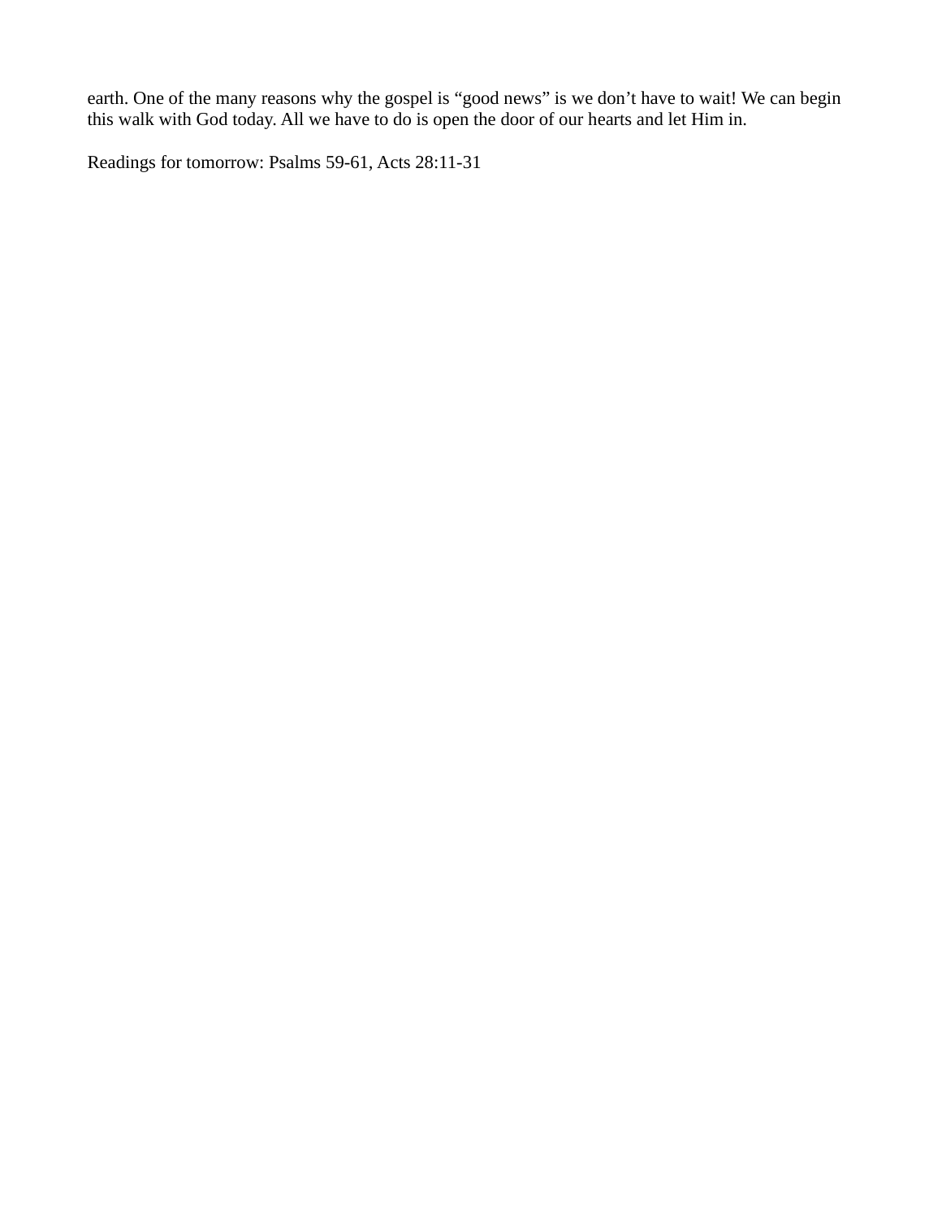earth. One of the many reasons why the gospel is “good news” is we don’t have to wait! We can begin this walk with God today. All we have to do is open the door of our hearts and let Him in.

Readings for tomorrow: Psalms 59-61, Acts 28:11-31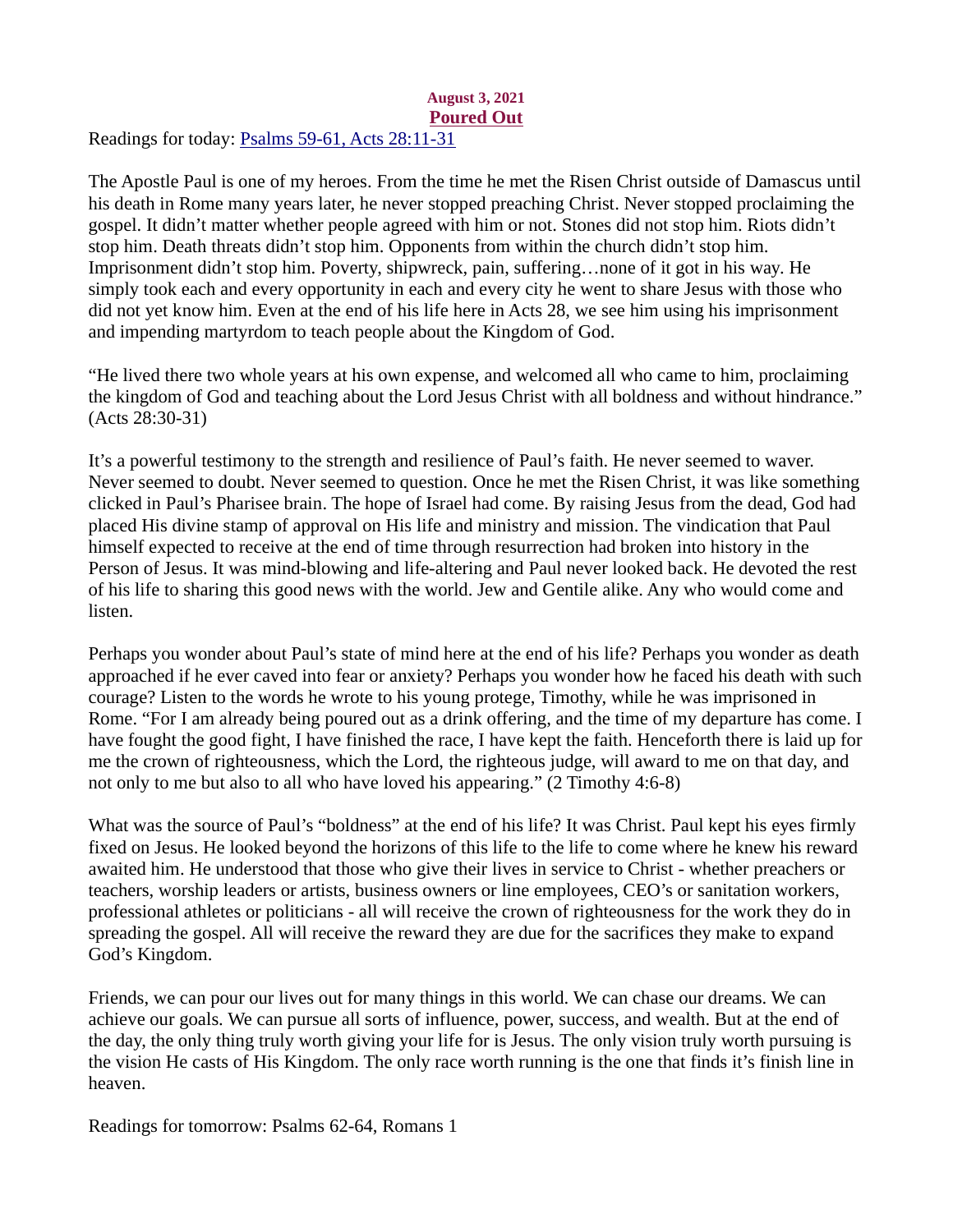**August 3, 2021**

# Poured Out

Readings for today: Psalms 59-61, Acts 28:11-31

The Apostle Paul is one of my heroes. From the time he met the Risen Christ outside of Damascus until his death in Rome many years later, he never stopped preaching Christ. Never stopped proclaiming the gospel. It didn't matter whether people agreed with him or not. Stones did not stop him. Riots didn't stop him. Death threats didn't stop him. Opponents from within the church didn't stop him. Imprisonment didn't stop him. Poverty, shipwreck, pain, suffering…none of it got in his way. He simply took each and every opportunity in each and every city he went to share Jesus with those who did not yet know him. Even at the end of his life here in Acts 28, we see him using his imprisonment and impending martyrdom to teach people about the Kingdom of God.

"He lived there two whole years at his own expense, and welcomed all who came to him, proclaiming the kingdom of God and teaching about the Lord Jesus Christ with all boldness and without hindrance." (Acts 28:30-31)

It's a powerful testimony to the strength and resilience of Paul's faith. He never seemed to waver. Never seemed to doubt. Never seemed to question. Once he met the Risen Christ, it was like something clicked in Paul's Pharisee brain. The hope of Israel had come. By raising Jesus from the dead, God had placed His divine stamp of approval on His life and ministry and mission. The vindication that Paul himself expected to receive at the end of time through resurrection had broken into history in the Person of Jesus. It was mind-blowing and life-altering and Paul never looked back. He devoted the rest of his life to sharing this good news with the world. Jew and Gentile alike. Any who would come and listen.

Perhaps you wonder about Paul's state of mind here at the end of his life? Perhaps you wonder as death approached if he ever caved into fear or anxiety? Perhaps you wonder how he faced his death with such courage? Listen to the words he wrote to his young protege, Timothy, while he was imprisoned in Rome. "For I am already being poured out as a drink offering, and the time of my departure has come. I have fought the good fight, I have finished the race, I have kept the faith. Henceforth there is laid up for me the crown of righteousness, which the Lord, the righteous judge, will award to me on that day, and not only to me but also to all who have loved his appearing." (2 Timothy 4:6-8)

What was the source of Paul's "boldness" at the end of his life? It was Christ. Paul kept his eyes firmly fixed on Jesus. He looked beyond the horizons of this life to the life to come where he knew his reward awaited him. He understood that those who give their lives in service to Christ - whether preachers or teachers, worship leaders or artists, business owners or line employees, CEO's or sanitation workers, professional athletes or politicians - all will receive the crown of righteousness for the work they do in spreading the gospel. All will receive the reward they are due for the sacrifices they make to expand God's Kingdom.

Friends, we can pour our lives out for many things in this world. We can chase our dreams. We can achieve our goals. We can pursue all sorts of influence, power, success, and wealth. But at the end of the day, the only thing truly worth giving your life for is Jesus. The only vision truly worth pursuing is the vision He casts of His Kingdom. The only race worth running is the one that finds it's finish line in heaven.

Readings for tomorrow: Psalms 62-64, Romans 1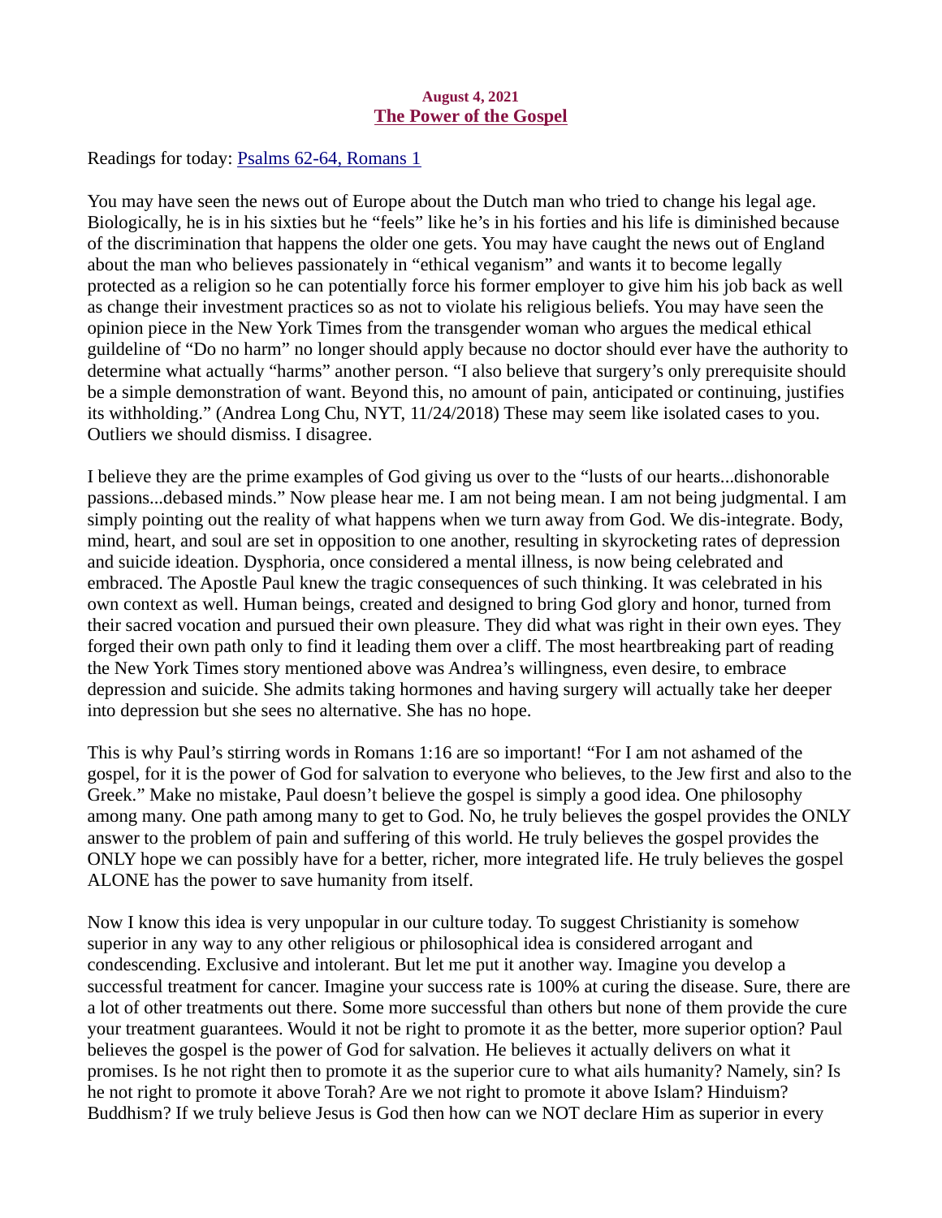**August 4, 2021**

## The Power of the Gospel

Readings for today: [Psalms 62-64, Romans 1]()

You may have seen the news out of Europe about the Dutch man who tried to change his legal age. Biologically, he is in his sixties but he "feels" like he's in his forties and his life is diminished because of the discrimination that happens the older one gets. You may have caught the news out of England about the man who believes passionately in "ethical veganism" and wants it to become legally protected as a religion so he can potentially force his former employer to give him his job back as well as change their investment practices so as not to violate his religious beliefs. You may have seen the opinion piece in the New York Times from the transgender woman who argues the medical ethical guildeline of "Do no harm" no longer should apply because no doctor should ever have the authority to determine what actually "harms" another person. "I also believe that surgery's only prerequisite should be a simple demonstration of want. Beyond this, no amount of pain, anticipated or continuing, justifies its withholding." (Andrea Long Chu, NYT, 11/24/2018) These may seem like isolated cases to you. Outliers we should dismiss. I disagree.

I believe they are the prime examples of God giving us over to the "lusts of our hearts...dishonorable passions...debased minds." Now please hear me. I am not being mean. I am not being judgmental. I am simply pointing out the reality of what happens when we turn away from God. We dis-integrate. Body, mind, heart, and soul are set in opposition to one another, resulting in skyrocketing rates of depression and suicide ideation. Dysphoria, once considered a mental illness, is now being celebrated and embraced. The Apostle Paul knew the tragic consequences of such thinking. It was celebrated in his own context as well. Human beings, created and designed to bring God glory and honor, turned from their sacred vocation and pursued their own pleasure. They did what was right in their own eyes. They forged their own path only to find it leading them over a cliff. The most heartbreaking part of reading the New York Times story mentioned above was Andrea's willingness, even desire, to embrace depression and suicide. She admits taking hormones and having surgery will actually take her deeper into depression but she sees no alternative. She has no hope.

This is why Paul's stirring words in Romans 1:16 are so important! "For I am not ashamed of the gospel, for it is the power of God for salvation to everyone who believes, to the Jew first and also to the Greek." Make no mistake, Paul doesn't believe the gospel is simply a good idea. One philosophy among many. One path among many to get to God. No, he truly believes the gospel provides the ONLY answer to the problem of pain and suffering of this world. He truly believes the gospel provides the ONLY hope we can possibly have for a better, richer, more integrated life. He truly believes the gospel ALONE has the power to save humanity from itself.

Now I know this idea is very unpopular in our culture today. To suggest Christianity is somehow superior in any way to any other religious or philosophical idea is considered arrogant and condescending. Exclusive and intolerant. But let me put it another way. Imagine you develop a successful treatment for cancer. Imagine your success rate is 100% at curing the disease. Sure, there are a lot of other treatments out there. Some more successful than others but none of them provide the cure your treatment guarantees. Would it not be right to promote it as the better, more superior option? Paul believes the gospel is the power of God for salvation. He believes it actually delivers on what it promises. Is he not right then to promote it as the superior cure to what ails humanity? Namely, sin? Is he not right to promote it above Torah? Are we not right to promote it above Islam? Hinduism? Buddhism? If we truly believe Jesus is God then how can we NOT declare Him as superior in every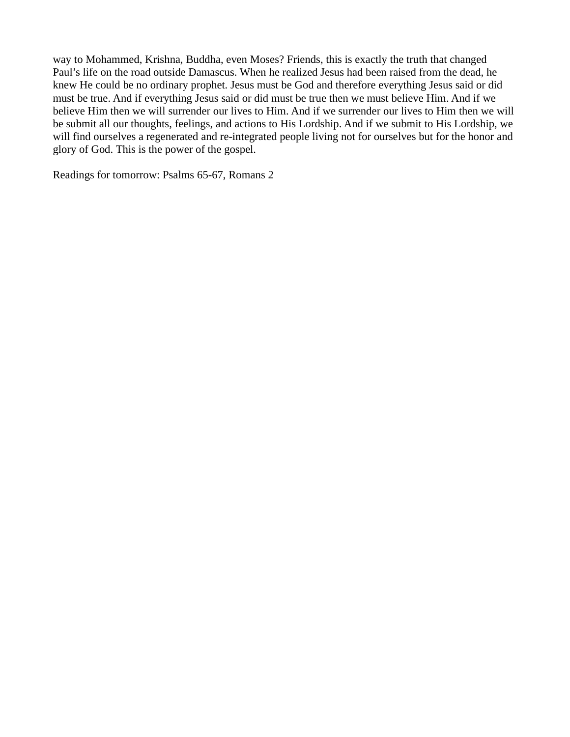way to Mohammed, Krishna, Buddha, even Moses? Friends, this is exactly the truth that changed Paul's life on the road outside Damascus. When he realized Jesus had been raised from the dead, he knew He could be no ordinary prophet. Jesus must be God and therefore everything Jesus said or did must be true. And if everything Jesus said or did must be true then we must believe Him. And if we believe Him then we will surrender our lives to Him. And if we surrender our lives to Him then we will be submit all our thoughts, feelings, and actions to His Lordship. And if we submit to His Lordship, we will find ourselves a regenerated and re-integrated people living not for ourselves but for the honor and glory of God. This is the power of the gospel.

Readings for tomorrow: Psalms 65-67, Romans 2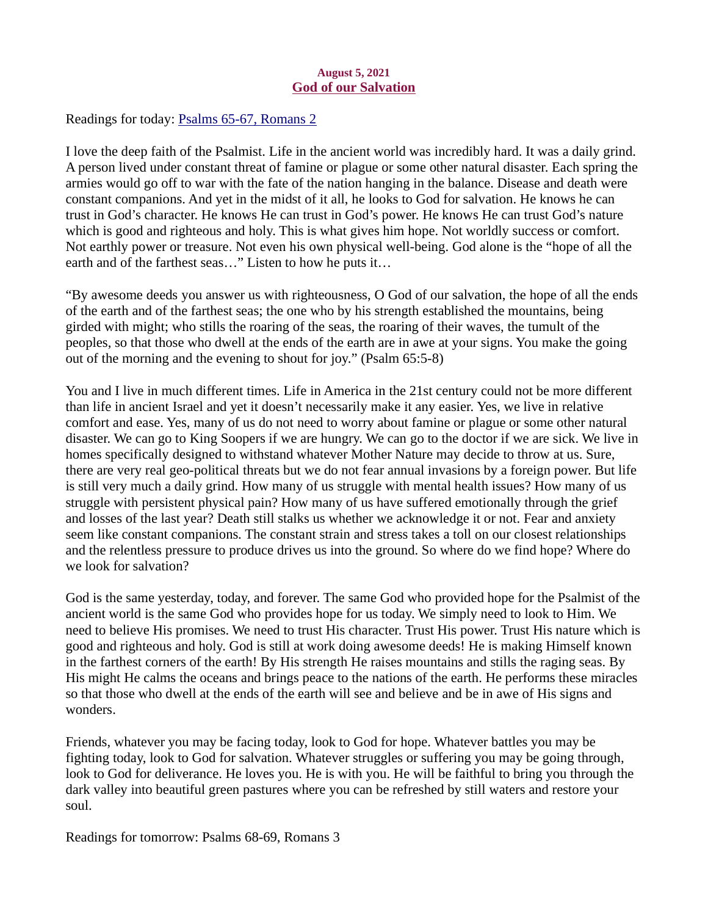**August 5, 2021**

## God of our Salvation

Readings for today: [Psalms 65-67, Romans 2]

I love the deep faith of the Psalmist. Life in the ancient world was incredibly hard. It was a daily grind. A person lived under constant threat of famine or plague or some other natural disaster. Each spring the armies would go off to war with the fate of the nation hanging in the balance. Disease and death were constant companions. And yet in the midst of it all, he looks to God for salvation. He knows he can trust in God's character. He knows He can trust in God's power. He knows He can trust God's nature which is good and righteous and holy. This is what gives him hope. Not worldly success or comfort. Not earthly power or treasure. Not even his own physical well-being. God alone is the "hope of all the earth and of the farthest seas…" Listen to how he puts it…

"By awesome deeds you answer us with righteousness, O God of our salvation, the hope of all the ends of the earth and of the farthest seas; the one who by his strength established the mountains, being girded with might; who stills the roaring of the seas, the roaring of their waves, the tumult of the peoples, so that those who dwell at the ends of the earth are in awe at your signs. You make the going out of the morning and the evening to shout for joy." (Psalm 65:5-8)

You and I live in much different times. Life in America in the 21st century could not be more different than life in ancient Israel and yet it doesn't necessarily make it any easier. Yes, we live in relative comfort and ease. Yes, many of us do not need to worry about famine or plague or some other natural disaster. We can go to King Soopers if we are hungry. We can go to the doctor if we are sick. We live in homes specifically designed to withstand whatever Mother Nature may decide to throw at us. Sure, there are very real geo-political threats but we do not fear annual invasions by a foreign power. But life is still very much a daily grind. How many of us struggle with mental health issues? How many of us struggle with persistent physical pain? How many of us have suffered emotionally through the grief and losses of the last year? Death still stalks us whether we acknowledge it or not. Fear and anxiety seem like constant companions. The constant strain and stress takes a toll on our closest relationships and the relentless pressure to produce drives us into the ground. So where do we find hope? Where do we look for salvation?

God is the same yesterday, today, and forever. The same God who provided hope for the Psalmist of the ancient world is the same God who provides hope for us today. We simply need to look to Him. We need to believe His promises. We need to trust His character. Trust His power. Trust His nature which is good and righteous and holy. God is still at work doing awesome deeds! He is making Himself known in the farthest corners of the earth! By His strength He raises mountains and stills the raging seas. By His might He calms the oceans and brings peace to the nations of the earth. He performs these miracles so that those who dwell at the ends of the earth will see and believe and be in awe of His signs and wonders.

Friends, whatever you may be facing today, look to God for hope. Whatever battles you may be fighting today, look to God for salvation. Whatever struggles or suffering you may be going through, look to God for deliverance. He loves you. He is with you. He will be faithful to bring you through the dark valley into beautiful green pastures where you can be refreshed by still waters and restore your soul.

Readings for tomorrow: Psalms 68-69, Romans 3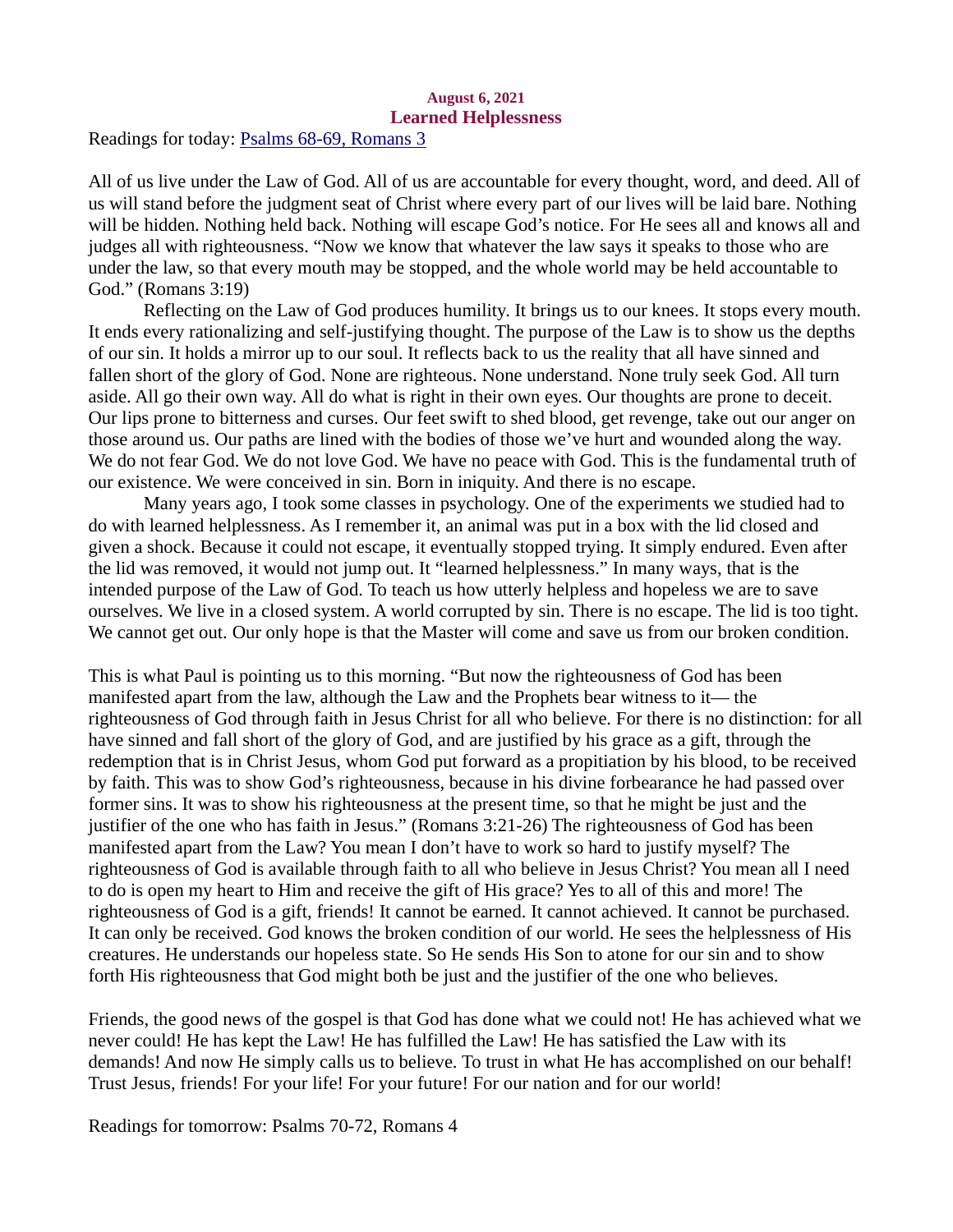**August 6, 2021**

## Learned Helplessness

Readings for today: [Psalms 68-69, Romans 3]

All of us live under the Law of God. All of us are accountable for every thought, word, and deed. All of us will stand before the judgment seat of Christ where every part of our lives will be laid bare. Nothing will be hidden. Nothing held back. Nothing will escape God's notice. For He sees all and knows all and judges all with righteousness. "Now we know that whatever the law says it speaks to those who are under the law, so that every mouth may be stopped, and the whole world may be held accountable to God." (Romans 3:19)

Reflecting on the Law of God produces humility. It brings us to our knees. It stops every mouth. It ends every rationalizing and self-justifying thought. The purpose of the Law is to show us the depths of our sin. It holds a mirror up to our soul. It reflects back to us the reality that all have sinned and fallen short of the glory of God. None are righteous. None understand. None truly seek God. All turn aside. All go their own way. All do what is right in their own eyes. Our thoughts are prone to deceit. Our lips prone to bitterness and curses. Our feet swift to shed blood, get revenge, take out our anger on those around us. Our paths are lined with the bodies of those we've hurt and wounded along the way. We do not fear God. We do not love God. We have no peace with God. This is the fundamental truth of our existence. We were conceived in sin. Born in iniquity. And there is no escape.

Many years ago, I took some classes in psychology. One of the experiments we studied had to do with learned helplessness. As I remember it, an animal was put in a box with the lid closed and given a shock. Because it could not escape, it eventually stopped trying. It simply endured. Even after the lid was removed, it would not jump out. It "learned helplessness." In many ways, that is the intended purpose of the Law of God. To teach us how utterly helpless and hopeless we are to save ourselves. We live in a closed system. A world corrupted by sin. There is no escape. The lid is too tight. We cannot get out. Our only hope is that the Master will come and save us from our broken condition.

This is what Paul is pointing us to this morning. "But now the righteousness of God has been manifested apart from the law, although the Law and the Prophets bear witness to it— the righteousness of God through faith in Jesus Christ for all who believe. For there is no distinction: for all have sinned and fall short of the glory of God, and are justified by his grace as a gift, through the redemption that is in Christ Jesus, whom God put forward as a propitiation by his blood, to be received by faith. This was to show God's righteousness, because in his divine forbearance he had passed over former sins. It was to show his righteousness at the present time, so that he might be just and the justifier of the one who has faith in Jesus." (Romans 3:21-26) The righteousness of God has been manifested apart from the Law? You mean I don't have to work so hard to justify myself? The righteousness of God is available through faith to all who believe in Jesus Christ? You mean all I need to do is open my heart to Him and receive the gift of His grace? Yes to all of this and more! The righteousness of God is a gift, friends! It cannot be earned. It cannot achieved. It cannot be purchased. It can only be received. God knows the broken condition of our world. He sees the helplessness of His creatures. He understands our hopeless state. So He sends His Son to atone for our sin and to show forth His righteousness that God might both be just and the justifier of the one who believes.

Friends, the good news of the gospel is that God has done what we could not! He has achieved what we never could! He has kept the Law! He has fulfilled the Law! He has satisfied the Law with its demands! And now He simply calls us to believe. To trust in what He has accomplished on our behalf! Trust Jesus, friends! For your life! For your future! For our nation and for our world!

Readings for tomorrow: Psalms 70-72, Romans 4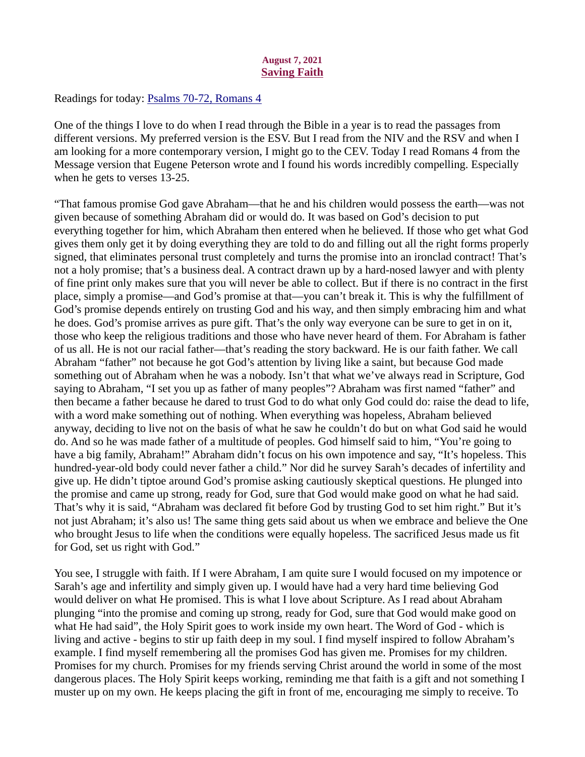**August 7, 2021**

## Saving Faith

Readings for today: [Psalms 70-72, Romans 4]

One of the things I love to do when I read through the Bible in a year is to read the passages from different versions. My preferred version is the ESV. But I read from the NIV and the RSV and when I am looking for a more contemporary version, I might go to the CEV. Today I read Romans 4 from the Message version that Eugene Peterson wrote and I found his words incredibly compelling. Especially when he gets to verses 13-25.

"That famous promise God gave Abraham—that he and his children would possess the earth—was not given because of something Abraham did or would do. It was based on God's decision to put everything together for him, which Abraham then entered when he believed. If those who get what God gives them only get it by doing everything they are told to do and filling out all the right forms properly signed, that eliminates personal trust completely and turns the promise into an ironclad contract! That's not a holy promise; that's a business deal. A contract drawn up by a hard-nosed lawyer and with plenty of fine print only makes sure that you will never be able to collect. But if there is no contract in the first place, simply a promise—and God's promise at that—you can't break it. This is why the fulfillment of God's promise depends entirely on trusting God and his way, and then simply embracing him and what he does. God's promise arrives as pure gift. That's the only way everyone can be sure to get in on it, those who keep the religious traditions and those who have never heard of them. For Abraham is father of us all. He is not our racial father—that's reading the story backward. He is our faith father. We call Abraham "father" not because he got God's attention by living like a saint, but because God made something out of Abraham when he was a nobody. Isn't that what we've always read in Scripture, God saying to Abraham, "I set you up as father of many peoples"? Abraham was first named "father" and then became a father because he dared to trust God to do what only God could do: raise the dead to life, with a word make something out of nothing. When everything was hopeless, Abraham believed anyway, deciding to live not on the basis of what he saw he couldn't do but on what God said he would do. And so he was made father of a multitude of peoples. God himself said to him, "You're going to have a big family, Abraham!" Abraham didn't focus on his own impotence and say, "It's hopeless. This hundred-year-old body could never father a child." Nor did he survey Sarah's decades of infertility and give up. He didn't tiptoe around God's promise asking cautiously skeptical questions. He plunged into the promise and came up strong, ready for God, sure that God would make good on what he had said. That's why it is said, "Abraham was declared fit before God by trusting God to set him right." But it's not just Abraham; it's also us! The same thing gets said about us when we embrace and believe the One who brought Jesus to life when the conditions were equally hopeless. The sacrificed Jesus made us fit for God, set us right with God."

You see, I struggle with faith. If I were Abraham, I am quite sure I would focused on my impotence or Sarah's age and infertility and simply given up. I would have had a very hard time believing God would deliver on what He promised. This is what I love about Scripture. As I read about Abraham plunging "into the promise and coming up strong, ready for God, sure that God would make good on what He had said", the Holy Spirit goes to work inside my own heart. The Word of God - which is living and active - begins to stir up faith deep in my soul. I find myself inspired to follow Abraham's example. I find myself remembering all the promises God has given me. Promises for my children. Promises for my church. Promises for my friends serving Christ around the world in some of the most dangerous places. The Holy Spirit keeps working, reminding me that faith is a gift and not something I muster up on my own. He keeps placing the gift in front of me, encouraging me simply to receive. To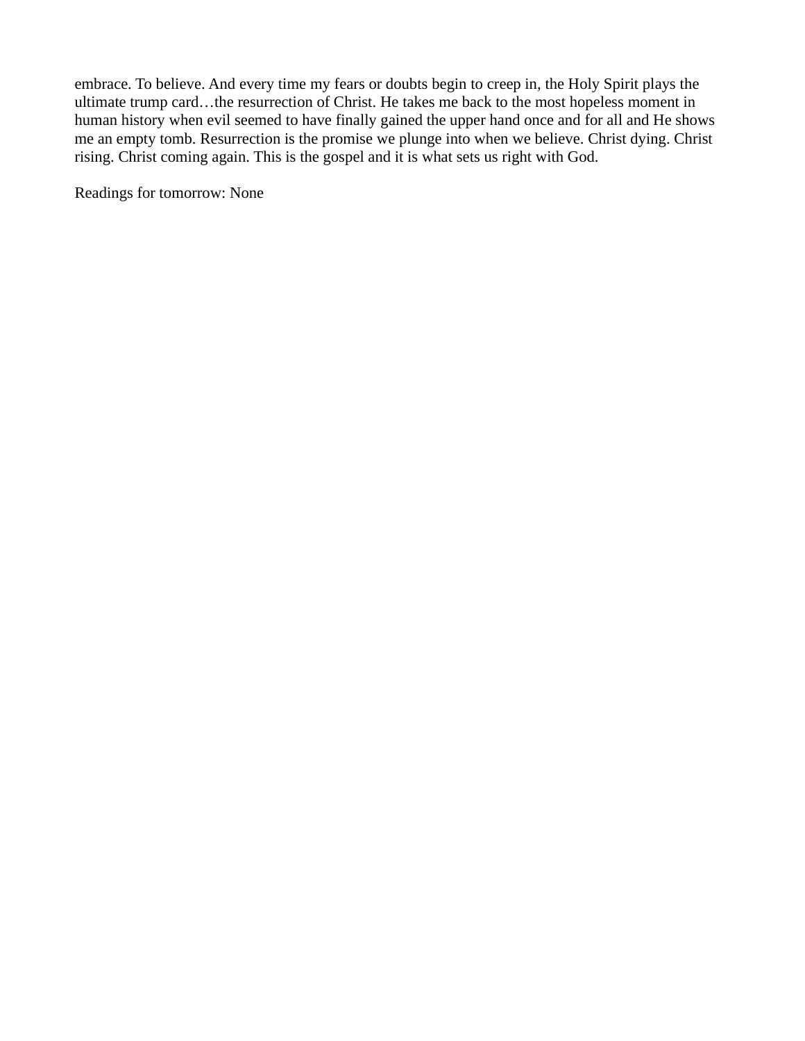embrace. To believe. And every time my fears or doubts begin to creep in, the Holy Spirit plays the ultimate trump card…the resurrection of Christ. He takes me back to the most hopeless moment in human history when evil seemed to have finally gained the upper hand once and for all and He shows me an empty tomb. Resurrection is the promise we plunge into when we believe. Christ dying. Christ rising. Christ coming again. This is the gospel and it is what sets us right with God.

Readings for tomorrow: None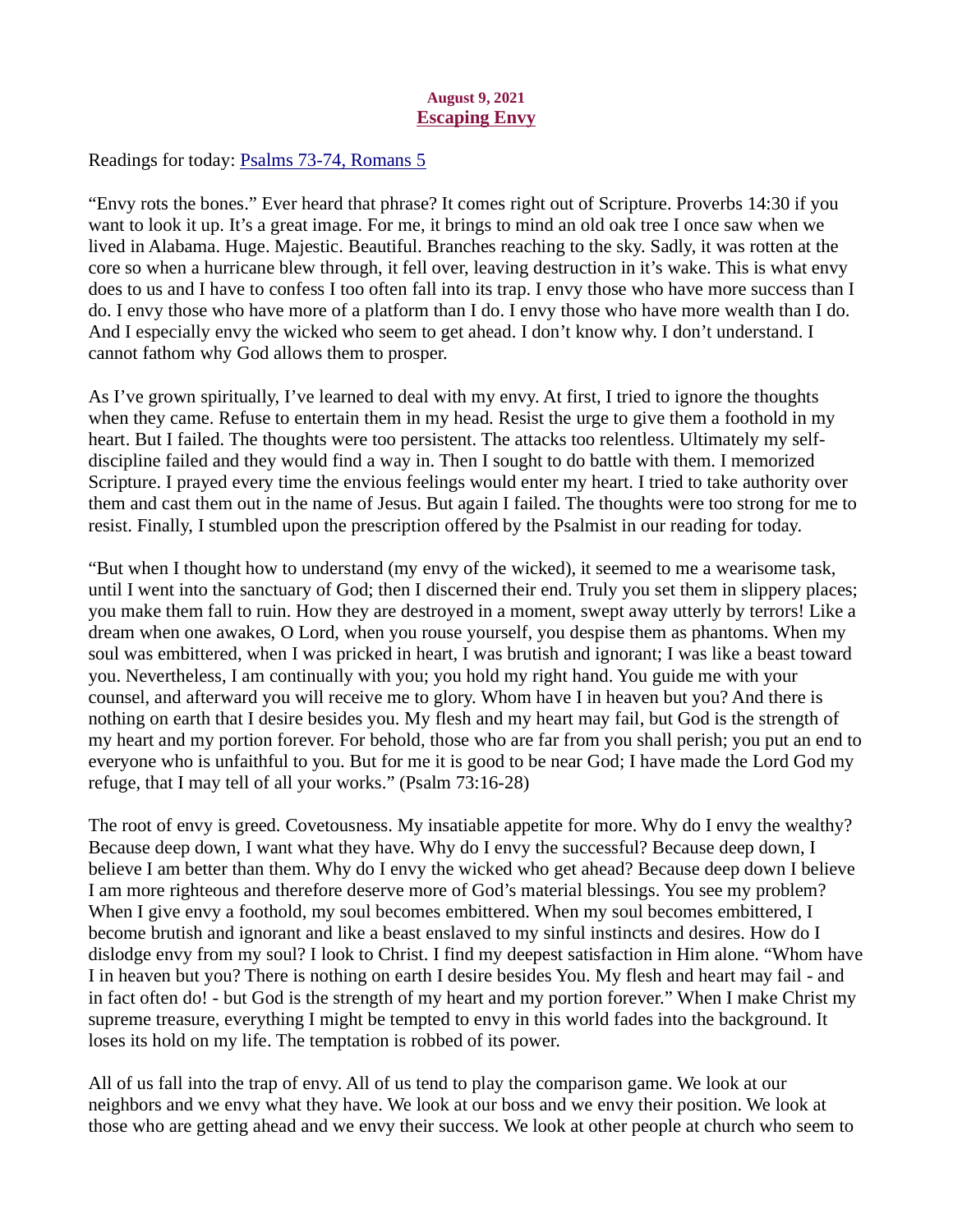**August 9, 2021**

## Escaping Envy

Readings for today: [Psalms 73-74, Romans 5]()

"Envy rots the bones." Ever heard that phrase? It comes right out of Scripture. Proverbs 14:30 if you want to look it up. It's a great image. For me, it brings to mind an old oak tree I once saw when we lived in Alabama. Huge. Majestic. Beautiful. Branches reaching to the sky. Sadly, it was rotten at the core so when a hurricane blew through, it fell over, leaving destruction in it's wake. This is what envy does to us and I have to confess I too often fall into its trap. I envy those who have more success than I do. I envy those who have more of a platform than I do. I envy those who have more wealth than I do. And I especially envy the wicked who seem to get ahead. I don't know why. I don't understand. I cannot fathom why God allows them to prosper.

As I've grown spiritually, I've learned to deal with my envy. At first, I tried to ignore the thoughts when they came. Refuse to entertain them in my head. Resist the urge to give them a foothold in my heart. But I failed. The thoughts were too persistent. The attacks too relentless. Ultimately my self-discipline failed and they would find a way in. Then I sought to do battle with them. I memorized Scripture. I prayed every time the envious feelings would enter my heart. I tried to take authority over them and cast them out in the name of Jesus. But again I failed. The thoughts were too strong for me to resist. Finally, I stumbled upon the prescription offered by the Psalmist in our reading for today.

"But when I thought how to understand (my envy of the wicked), it seemed to me a wearisome task, until I went into the sanctuary of God; then I discerned their end. Truly you set them in slippery places; you make them fall to ruin. How they are destroyed in a moment, swept away utterly by terrors! Like a dream when one awakes, O Lord, when you rouse yourself, you despise them as phantoms. When my soul was embittered, when I was pricked in heart, I was brutish and ignorant; I was like a beast toward you. Nevertheless, I am continually with you; you hold my right hand. You guide me with your counsel, and afterward you will receive me to glory. Whom have I in heaven but you? And there is nothing on earth that I desire besides you. My flesh and my heart may fail, but God is the strength of my heart and my portion forever. For behold, those who are far from you shall perish; you put an end to everyone who is unfaithful to you. But for me it is good to be near God; I have made the Lord God my refuge, that I may tell of all your works." (Psalm 73:16-28)

The root of envy is greed. Covetousness. My insatiable appetite for more. Why do I envy the wealthy? Because deep down, I want what they have. Why do I envy the successful? Because deep down, I believe I am better than them. Why do I envy the wicked who get ahead? Because deep down I believe I am more righteous and therefore deserve more of God's material blessings. You see my problem? When I give envy a foothold, my soul becomes embittered. When my soul becomes embittered, I become brutish and ignorant and like a beast enslaved to my sinful instincts and desires. How do I dislodge envy from my soul? I look to Christ. I find my deepest satisfaction in Him alone. "Whom have I in heaven but you? There is nothing on earth I desire besides You. My flesh and heart may fail - and in fact often do! - but God is the strength of my heart and my portion forever." When I make Christ my supreme treasure, everything I might be tempted to envy in this world fades into the background. It loses its hold on my life. The temptation is robbed of its power.

All of us fall into the trap of envy. All of us tend to play the comparison game. We look at our neighbors and we envy what they have. We look at our boss and we envy their position. We look at those who are getting ahead and we envy their success. We look at other people at church who seem to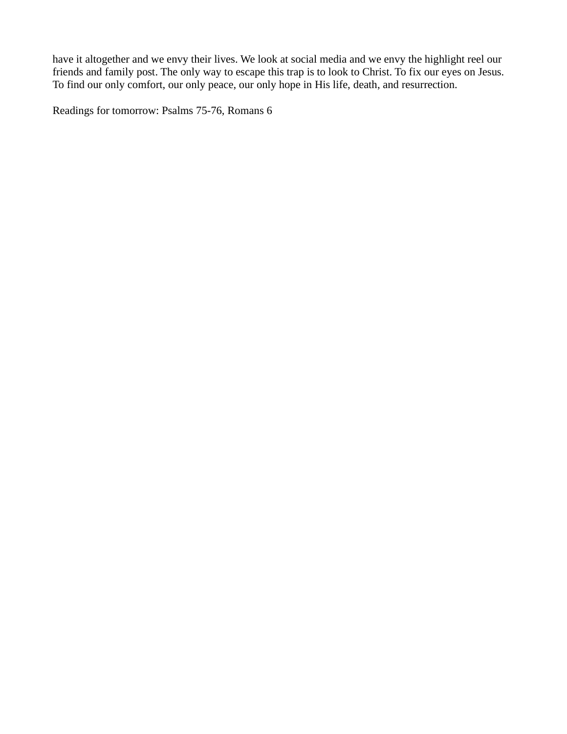have it altogether and we envy their lives. We look at social media and we envy the highlight reel our friends and family post. The only way to escape this trap is to look to Christ. To fix our eyes on Jesus. To find our only comfort, our only peace, our only hope in His life, death, and resurrection.

Readings for tomorrow: Psalms 75-76, Romans 6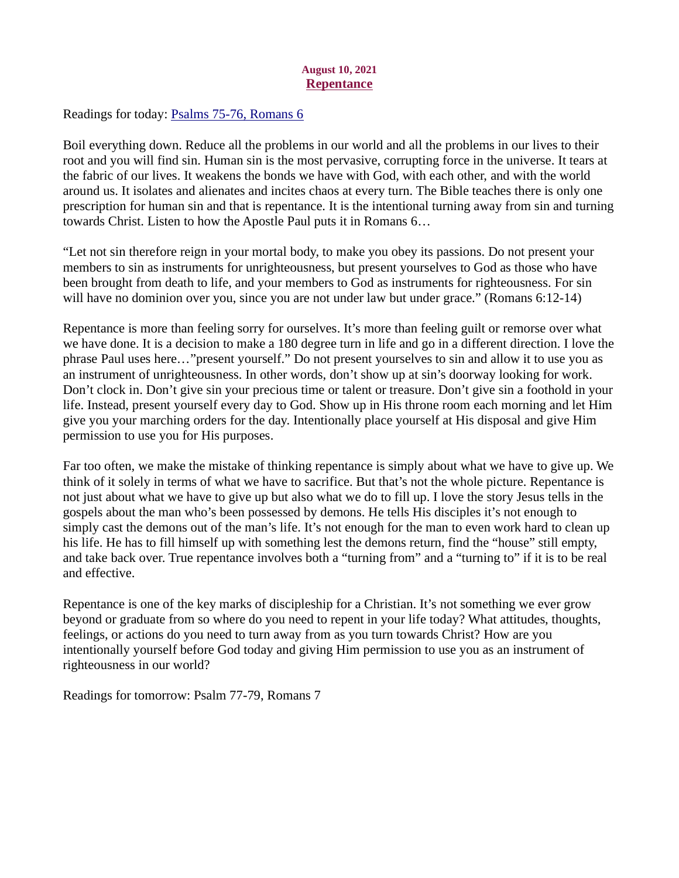**August 10, 2021**

# Repentance

Readings for today: Psalms 75-76, Romans 6

Boil everything down. Reduce all the problems in our world and all the problems in our lives to their root and you will find sin. Human sin is the most pervasive, corrupting force in the universe. It tears at the fabric of our lives. It weakens the bonds we have with God, with each other, and with the world around us. It isolates and alienates and incites chaos at every turn. The Bible teaches there is only one prescription for human sin and that is repentance. It is the intentional turning away from sin and turning towards Christ. Listen to how the Apostle Paul puts it in Romans 6…

"Let not sin therefore reign in your mortal body, to make you obey its passions. Do not present your members to sin as instruments for unrighteousness, but present yourselves to God as those who have been brought from death to life, and your members to God as instruments for righteousness. For sin will have no dominion over you, since you are not under law but under grace." (Romans 6:12-14)

Repentance is more than feeling sorry for ourselves. It's more than feeling guilt or remorse over what we have done. It is a decision to make a 180 degree turn in life and go in a different direction. I love the phrase Paul uses here…"present yourself." Do not present yourselves to sin and allow it to use you as an instrument of unrighteousness. In other words, don't show up at sin's doorway looking for work. Don't clock in. Don't give sin your precious time or talent or treasure. Don't give sin a foothold in your life. Instead, present yourself every day to God. Show up in His throne room each morning and let Him give you your marching orders for the day. Intentionally place yourself at His disposal and give Him permission to use you for His purposes.

Far too often, we make the mistake of thinking repentance is simply about what we have to give up. We think of it solely in terms of what we have to sacrifice. But that's not the whole picture. Repentance is not just about what we have to give up but also what we do to fill up. I love the story Jesus tells in the gospels about the man who's been possessed by demons. He tells His disciples it's not enough to simply cast the demons out of the man's life. It's not enough for the man to even work hard to clean up his life. He has to fill himself up with something lest the demons return, find the "house" still empty, and take back over. True repentance involves both a "turning from" and a "turning to" if it is to be real and effective.

Repentance is one of the key marks of discipleship for a Christian. It's not something we ever grow beyond or graduate from so where do you need to repent in your life today? What attitudes, thoughts, feelings, or actions do you need to turn away from as you turn towards Christ? How are you intentionally yourself before God today and giving Him permission to use you as an instrument of righteousness in our world?

Readings for tomorrow: Psalm 77-79, Romans 7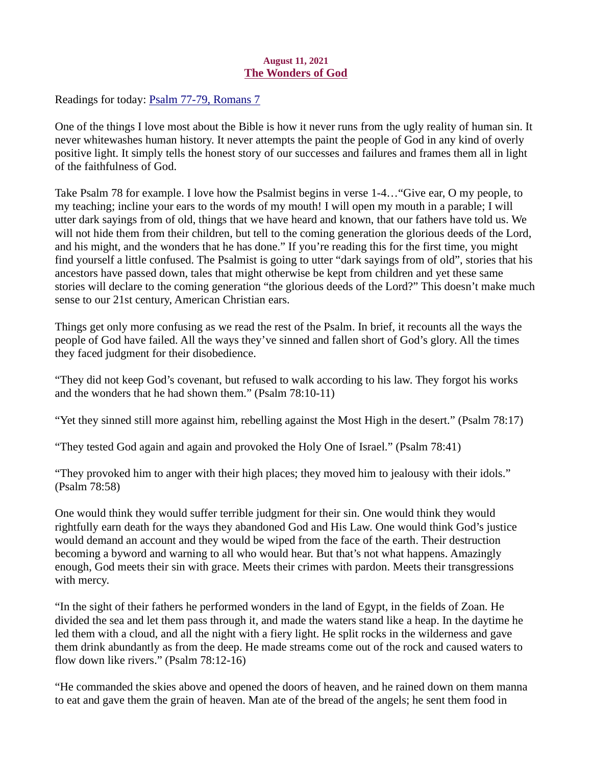**August 11, 2021**

## The Wonders of God

Readings for today: [Psalm 77-79, Romans 7]

One of the things I love most about the Bible is how it never runs from the ugly reality of human sin. It never whitewashes human history. It never attempts the paint the people of God in any kind of overly positive light. It simply tells the honest story of our successes and failures and frames them all in light of the faithfulness of God.

Take Psalm 78 for example. I love how the Psalmist begins in verse 1-4…"Give ear, O my people, to my teaching; incline your ears to the words of my mouth! I will open my mouth in a parable; I will utter dark sayings from of old, things that we have heard and known, that our fathers have told us. We will not hide them from their children, but tell to the coming generation the glorious deeds of the Lord, and his might, and the wonders that he has done." If you're reading this for the first time, you might find yourself a little confused. The Psalmist is going to utter "dark sayings from of old", stories that his ancestors have passed down, tales that might otherwise be kept from children and yet these same stories will declare to the coming generation "the glorious deeds of the Lord?" This doesn't make much sense to our 21st century, American Christian ears.

Things get only more confusing as we read the rest of the Psalm. In brief, it recounts all the ways the people of God have failed. All the ways they've sinned and fallen short of God's glory. All the times they faced judgment for their disobedience.

"They did not keep God's covenant, but refused to walk according to his law. They forgot his works and the wonders that he had shown them." (Psalm 78:10-11)

"Yet they sinned still more against him, rebelling against the Most High in the desert." (Psalm 78:17)

"They tested God again and again and provoked the Holy One of Israel." (Psalm 78:41)

"They provoked him to anger with their high places; they moved him to jealousy with their idols." (Psalm 78:58)

One would think they would suffer terrible judgment for their sin. One would think they would rightfully earn death for the ways they abandoned God and His Law. One would think God's justice would demand an account and they would be wiped from the face of the earth. Their destruction becoming a byword and warning to all who would hear. But that's not what happens. Amazingly enough, God meets their sin with grace. Meets their crimes with pardon. Meets their transgressions with mercy.

"In the sight of their fathers he performed wonders in the land of Egypt, in the fields of Zoan. He divided the sea and let them pass through it, and made the waters stand like a heap. In the daytime he led them with a cloud, and all the night with a fiery light. He split rocks in the wilderness and gave them drink abundantly as from the deep. He made streams come out of the rock and caused waters to flow down like rivers." (Psalm 78:12-16)

"He commanded the skies above and opened the doors of heaven, and he rained down on them manna to eat and gave them the grain of heaven. Man ate of the bread of the angels; he sent them food in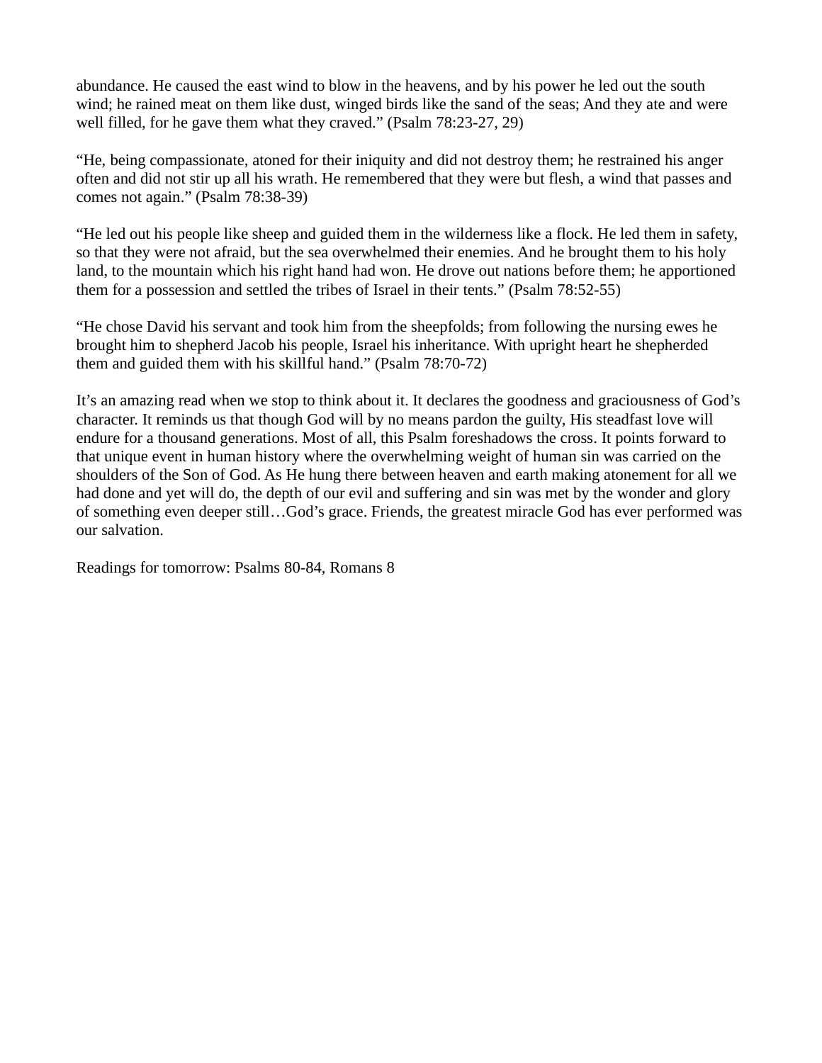abundance. He caused the east wind to blow in the heavens, and by his power he led out the south wind; he rained meat on them like dust, winged birds like the sand of the seas; And they ate and were well filled, for he gave them what they craved." (Psalm 78:23-27, 29)

"He, being compassionate, atoned for their iniquity and did not destroy them; he restrained his anger often and did not stir up all his wrath. He remembered that they were but flesh, a wind that passes and comes not again." (Psalm 78:38-39)

"He led out his people like sheep and guided them in the wilderness like a flock. He led them in safety, so that they were not afraid, but the sea overwhelmed their enemies. And he brought them to his holy land, to the mountain which his right hand had won. He drove out nations before them; he apportioned them for a possession and settled the tribes of Israel in their tents." (Psalm 78:52-55)

"He chose David his servant and took him from the sheepfolds; from following the nursing ewes he brought him to shepherd Jacob his people, Israel his inheritance. With upright heart he shepherded them and guided them with his skillful hand." (Psalm 78:70-72)

It's an amazing read when we stop to think about it. It declares the goodness and graciousness of God's character. It reminds us that though God will by no means pardon the guilty, His steadfast love will endure for a thousand generations. Most of all, this Psalm foreshadows the cross. It points forward to that unique event in human history where the overwhelming weight of human sin was carried on the shoulders of the Son of God. As He hung there between heaven and earth making atonement for all we had done and yet will do, the depth of our evil and suffering and sin was met by the wonder and glory of something even deeper still…God's grace. Friends, the greatest miracle God has ever performed was our salvation.

Readings for tomorrow: Psalms 80-84, Romans 8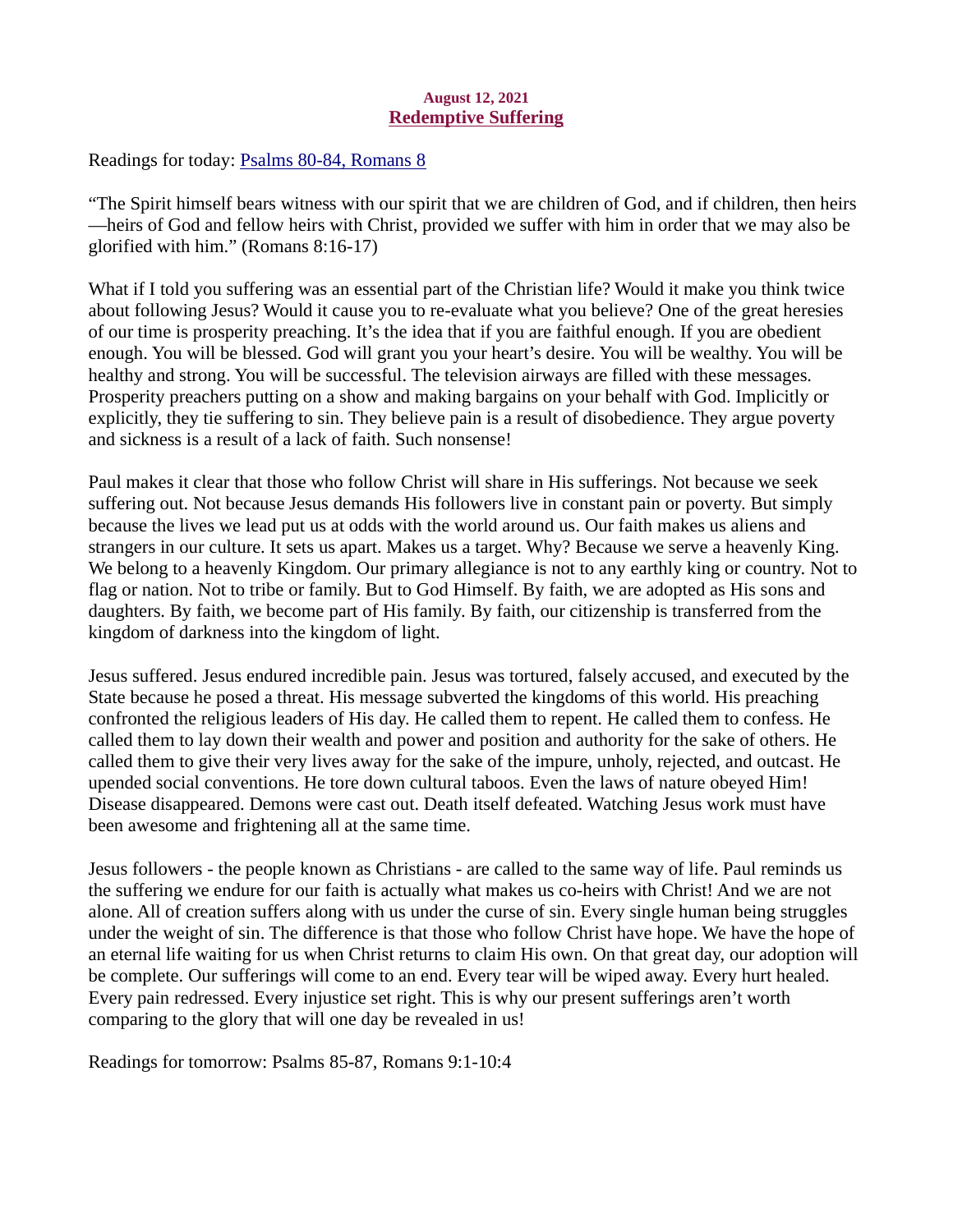**August 12, 2021**

## Redemptive Suffering

Readings for today: [Psalms 80-84, Romans 8]

"The Spirit himself bears witness with our spirit that we are children of God, and if children, then heirs—heirs of God and fellow heirs with Christ, provided we suffer with him in order that we may also be glorified with him." (Romans 8:16-17)

What if I told you suffering was an essential part of the Christian life? Would it make you think twice about following Jesus? Would it cause you to re-evaluate what you believe? One of the great heresies of our time is prosperity preaching. It's the idea that if you are faithful enough. If you are obedient enough. You will be blessed. God will grant you your heart's desire. You will be wealthy. You will be healthy and strong. You will be successful. The television airways are filled with these messages. Prosperity preachers putting on a show and making bargains on your behalf with God. Implicitly or explicitly, they tie suffering to sin. They believe pain is a result of disobedience. They argue poverty and sickness is a result of a lack of faith. Such nonsense!

Paul makes it clear that those who follow Christ will share in His sufferings. Not because we seek suffering out. Not because Jesus demands His followers live in constant pain or poverty. But simply because the lives we lead put us at odds with the world around us. Our faith makes us aliens and strangers in our culture. It sets us apart. Makes us a target. Why? Because we serve a heavenly King. We belong to a heavenly Kingdom. Our primary allegiance is not to any earthly king or country. Not to flag or nation. Not to tribe or family. But to God Himself. By faith, we are adopted as His sons and daughters. By faith, we become part of His family. By faith, our citizenship is transferred from the kingdom of darkness into the kingdom of light.

Jesus suffered. Jesus endured incredible pain. Jesus was tortured, falsely accused, and executed by the State because he posed a threat. His message subverted the kingdoms of this world. His preaching confronted the religious leaders of His day. He called them to repent. He called them to confess. He called them to lay down their wealth and power and position and authority for the sake of others. He called them to give their very lives away for the sake of the impure, unholy, rejected, and outcast. He upended social conventions. He tore down cultural taboos. Even the laws of nature obeyed Him! Disease disappeared. Demons were cast out. Death itself defeated. Watching Jesus work must have been awesome and frightening all at the same time.

Jesus followers - the people known as Christians - are called to the same way of life. Paul reminds us the suffering we endure for our faith is actually what makes us co-heirs with Christ! And we are not alone. All of creation suffers along with us under the curse of sin. Every single human being struggles under the weight of sin. The difference is that those who follow Christ have hope. We have the hope of an eternal life waiting for us when Christ returns to claim His own. On that great day, our adoption will be complete. Our sufferings will come to an end. Every tear will be wiped away. Every hurt healed. Every pain redressed. Every injustice set right. This is why our present sufferings aren't worth comparing to the glory that will one day be revealed in us!

Readings for tomorrow: Psalms 85-87, Romans 9:1-10:4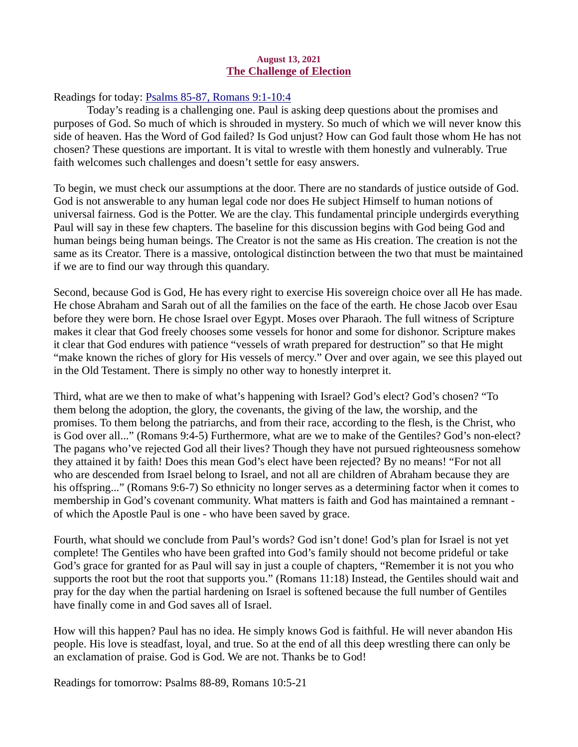**August 13, 2021**

## The Challenge of Election

Readings for today: Psalms 85-87, Romans 9:1-10:4

Today's reading is a challenging one. Paul is asking deep questions about the promises and purposes of God. So much of which is shrouded in mystery. So much of which we will never know this side of heaven. Has the Word of God failed? Is God unjust? How can God fault those whom He has not chosen? These questions are important. It is vital to wrestle with them honestly and vulnerably. True faith welcomes such challenges and doesn't settle for easy answers.

To begin, we must check our assumptions at the door. There are no standards of justice outside of God. God is not answerable to any human legal code nor does He subject Himself to human notions of universal fairness. God is the Potter. We are the clay. This fundamental principle undergirds everything Paul will say in these few chapters. The baseline for this discussion begins with God being God and human beings being human beings. The Creator is not the same as His creation. The creation is not the same as its Creator. There is a massive, ontological distinction between the two that must be maintained if we are to find our way through this quandary.

Second, because God is God, He has every right to exercise His sovereign choice over all He has made. He chose Abraham and Sarah out of all the families on the face of the earth. He chose Jacob over Esau before they were born. He chose Israel over Egypt. Moses over Pharaoh. The full witness of Scripture makes it clear that God freely chooses some vessels for honor and some for dishonor. Scripture makes it clear that God endures with patience "vessels of wrath prepared for destruction" so that He might "make known the riches of glory for His vessels of mercy." Over and over again, we see this played out in the Old Testament. There is simply no other way to honestly interpret it.

Third, what are we then to make of what's happening with Israel? God's elect? God's chosen? "To them belong the adoption, the glory, the covenants, the giving of the law, the worship, and the promises. To them belong the patriarchs, and from their race, according to the flesh, is the Christ, who is God over all..." (Romans 9:4-5) Furthermore, what are we to make of the Gentiles? God's non-elect? The pagans who've rejected God all their lives? Though they have not pursued righteousness somehow they attained it by faith! Does this mean God's elect have been rejected? By no means! "For not all who are descended from Israel belong to Israel, and not all are children of Abraham because they are his offspring..." (Romans 9:6-7) So ethnicity no longer serves as a determining factor when it comes to membership in God's covenant community. What matters is faith and God has maintained a remnant - of which the Apostle Paul is one - who have been saved by grace.

Fourth, what should we conclude from Paul's words? God isn't done! God's plan for Israel is not yet complete! The Gentiles who have been grafted into God's family should not become prideful or take God's grace for granted for as Paul will say in just a couple of chapters, "Remember it is not you who supports the root but the root that supports you." (Romans 11:18) Instead, the Gentiles should wait and pray for the day when the partial hardening on Israel is softened because the full number of Gentiles have finally come in and God saves all of Israel.

How will this happen? Paul has no idea. He simply knows God is faithful. He will never abandon His people. His love is steadfast, loyal, and true. So at the end of all this deep wrestling there can only be an exclamation of praise. God is God. We are not. Thanks be to God!

Readings for tomorrow: Psalms 88-89, Romans 10:5-21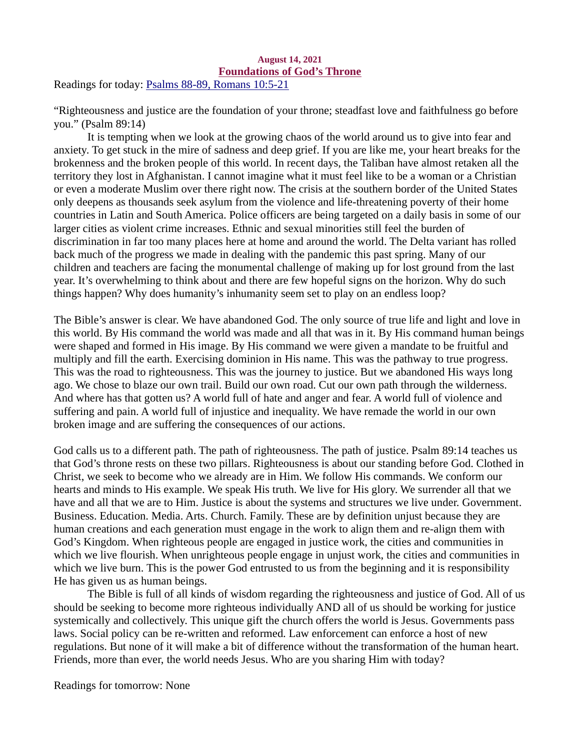**August 14, 2021**

## Foundations of God's Throne

Readings for today: [Psalms 88-89, Romans 10:5-21]

"Righteousness and justice are the foundation of your throne; steadfast love and faithfulness go before you." (Psalm 89:14)

It is tempting when we look at the growing chaos of the world around us to give into fear and anxiety. To get stuck in the mire of sadness and deep grief. If you are like me, your heart breaks for the brokenness and the broken people of this world. In recent days, the Taliban have almost retaken all the territory they lost in Afghanistan. I cannot imagine what it must feel like to be a woman or a Christian or even a moderate Muslim over there right now. The crisis at the southern border of the United States only deepens as thousands seek asylum from the violence and life-threatening poverty of their home countries in Latin and South America. Police officers are being targeted on a daily basis in some of our larger cities as violent crime increases. Ethnic and sexual minorities still feel the burden of discrimination in far too many places here at home and around the world. The Delta variant has rolled back much of the progress we made in dealing with the pandemic this past spring. Many of our children and teachers are facing the monumental challenge of making up for lost ground from the last year. It's overwhelming to think about and there are few hopeful signs on the horizon. Why do such things happen? Why does humanity's inhumanity seem set to play on an endless loop?

The Bible's answer is clear. We have abandoned God. The only source of true life and light and love in this world. By His command the world was made and all that was in it. By His command human beings were shaped and formed in His image. By His command we were given a mandate to be fruitful and multiply and fill the earth. Exercising dominion in His name. This was the pathway to true progress. This was the road to righteousness. This was the journey to justice. But we abandoned His ways long ago. We chose to blaze our own trail. Build our own road. Cut our own path through the wilderness. And where has that gotten us? A world full of hate and anger and fear. A world full of violence and suffering and pain. A world full of injustice and inequality. We have remade the world in our own broken image and are suffering the consequences of our actions.

God calls us to a different path. The path of righteousness. The path of justice. Psalm 89:14 teaches us that God's throne rests on these two pillars. Righteousness is about our standing before God. Clothed in Christ, we seek to become who we already are in Him. We follow His commands. We conform our hearts and minds to His example. We speak His truth. We live for His glory. We surrender all that we have and all that we are to Him. Justice is about the systems and structures we live under. Government. Business. Education. Media. Arts. Church. Family. These are by definition unjust because they are human creations and each generation must engage in the work to align them and re-align them with God's Kingdom. When righteous people are engaged in justice work, the cities and communities in which we live flourish. When unrighteous people engage in unjust work, the cities and communities in which we live burn. This is the power God entrusted to us from the beginning and it is responsibility He has given us as human beings.

The Bible is full of all kinds of wisdom regarding the righteousness and justice of God. All of us should be seeking to become more righteous individually AND all of us should be working for justice systemically and collectively. This unique gift the church offers the world is Jesus. Governments pass laws. Social policy can be re-written and reformed. Law enforcement can enforce a host of new regulations. But none of it will make a bit of difference without the transformation of the human heart. Friends, more than ever, the world needs Jesus. Who are you sharing Him with today?

Readings for tomorrow: None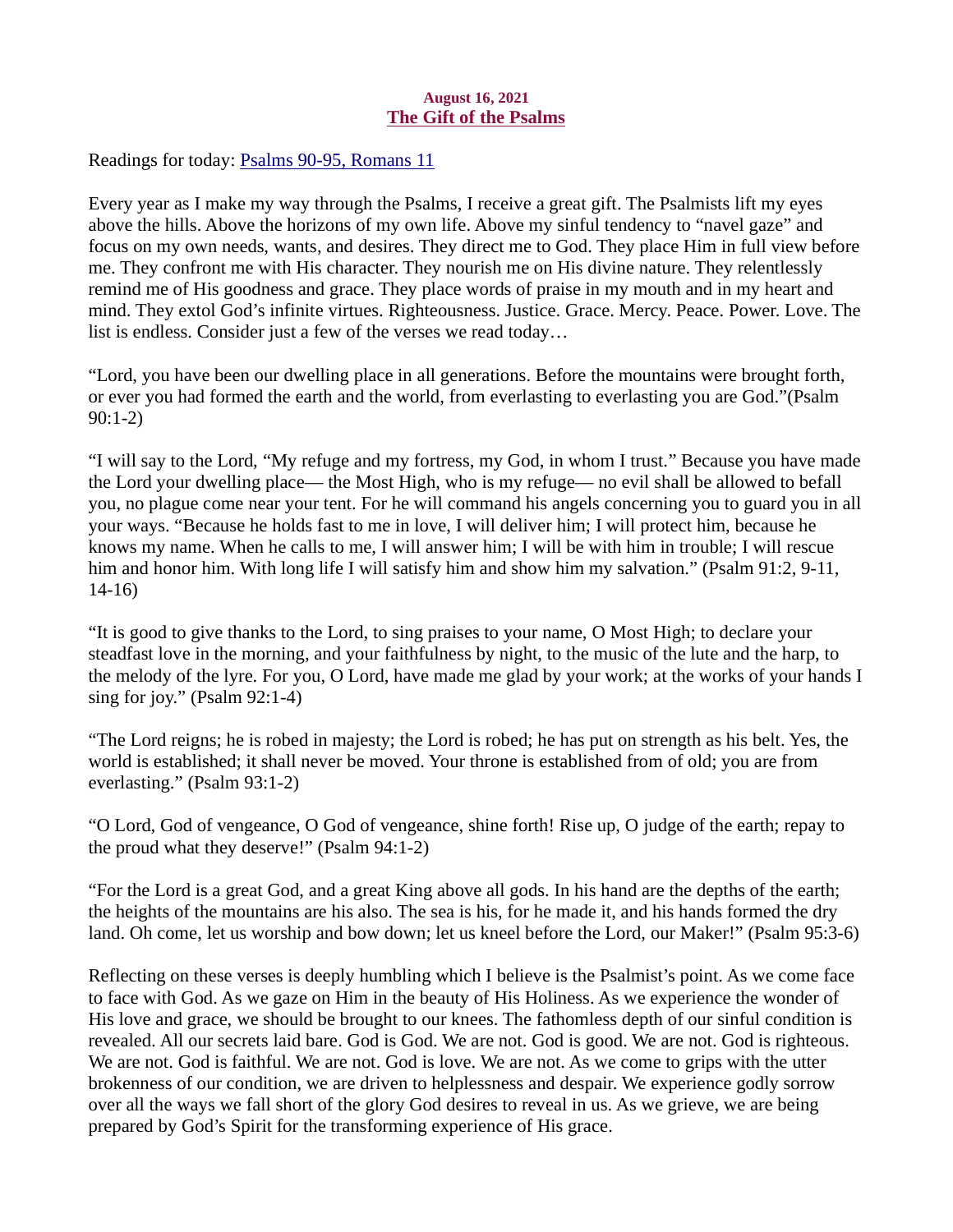**August 16, 2021**

## The Gift of the Psalms

Readings for today: [Psalms 90-95, Romans 11]()

Every year as I make my way through the Psalms, I receive a great gift. The Psalmists lift my eyes above the hills. Above the horizons of my own life. Above my sinful tendency to "navel gaze" and focus on my own needs, wants, and desires. They direct me to God. They place Him in full view before me. They confront me with His character. They nourish me on His divine nature. They relentlessly remind me of His goodness and grace. They place words of praise in my mouth and in my heart and mind. They extol God's infinite virtues. Righteousness. Justice. Grace. Mercy. Peace. Power. Love. The list is endless. Consider just a few of the verses we read today…

"Lord, you have been our dwelling place in all generations. Before the mountains were brought forth, or ever you had formed the earth and the world, from everlasting to everlasting you are God."(Psalm 90:1-2)

"I will say to the Lord, "My refuge and my fortress, my God, in whom I trust." Because you have made the Lord your dwelling place— the Most High, who is my refuge— no evil shall be allowed to befall you, no plague come near your tent. For he will command his angels concerning you to guard you in all your ways. "Because he holds fast to me in love, I will deliver him; I will protect him, because he knows my name. When he calls to me, I will answer him; I will be with him in trouble; I will rescue him and honor him. With long life I will satisfy him and show him my salvation." (Psalm 91:2, 9-11, 14-16)

"It is good to give thanks to the Lord, to sing praises to your name, O Most High; to declare your steadfast love in the morning, and your faithfulness by night, to the music of the lute and the harp, to the melody of the lyre. For you, O Lord, have made me glad by your work; at the works of your hands I sing for joy." (Psalm 92:1-4)

"The Lord reigns; he is robed in majesty; the Lord is robed; he has put on strength as his belt. Yes, the world is established; it shall never be moved. Your throne is established from of old; you are from everlasting." (Psalm 93:1-2)

"O Lord, God of vengeance, O God of vengeance, shine forth! Rise up, O judge of the earth; repay to the proud what they deserve!" (Psalm 94:1-2)

"For the Lord is a great God, and a great King above all gods. In his hand are the depths of the earth; the heights of the mountains are his also. The sea is his, for he made it, and his hands formed the dry land. Oh come, let us worship and bow down; let us kneel before the Lord, our Maker!" (Psalm 95:3-6)

Reflecting on these verses is deeply humbling which I believe is the Psalmist's point. As we come face to face with God. As we gaze on Him in the beauty of His Holiness. As we experience the wonder of His love and grace, we should be brought to our knees. The fathomless depth of our sinful condition is revealed. All our secrets laid bare. God is God. We are not. God is good. We are not. God is righteous. We are not. God is faithful. We are not. God is love. We are not. As we come to grips with the utter brokenness of our condition, we are driven to helplessness and despair. We experience godly sorrow over all the ways we fall short of the glory God desires to reveal in us. As we grieve, we are being prepared by God's Spirit for the transforming experience of His grace.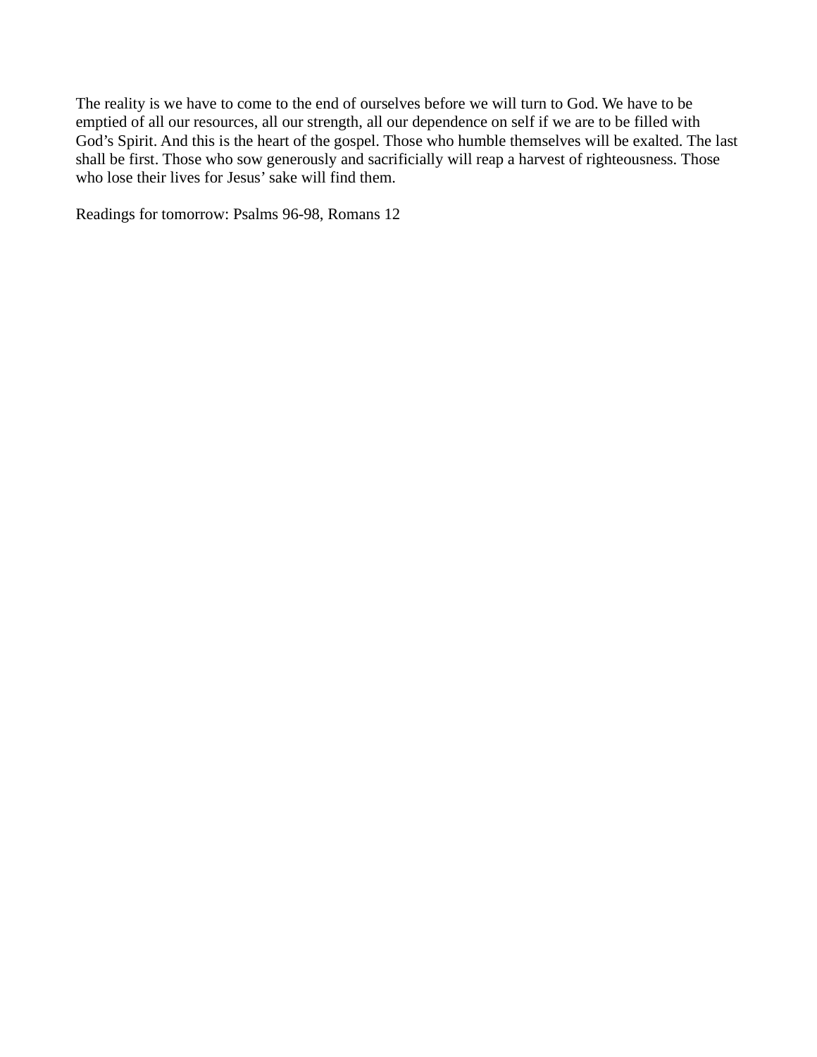The reality is we have to come to the end of ourselves before we will turn to God. We have to be emptied of all our resources, all our strength, all our dependence on self if we are to be filled with God's Spirit. And this is the heart of the gospel. Those who humble themselves will be exalted. The last shall be first. Those who sow generously and sacrificially will reap a harvest of righteousness. Those who lose their lives for Jesus' sake will find them.

Readings for tomorrow: Psalms 96-98, Romans 12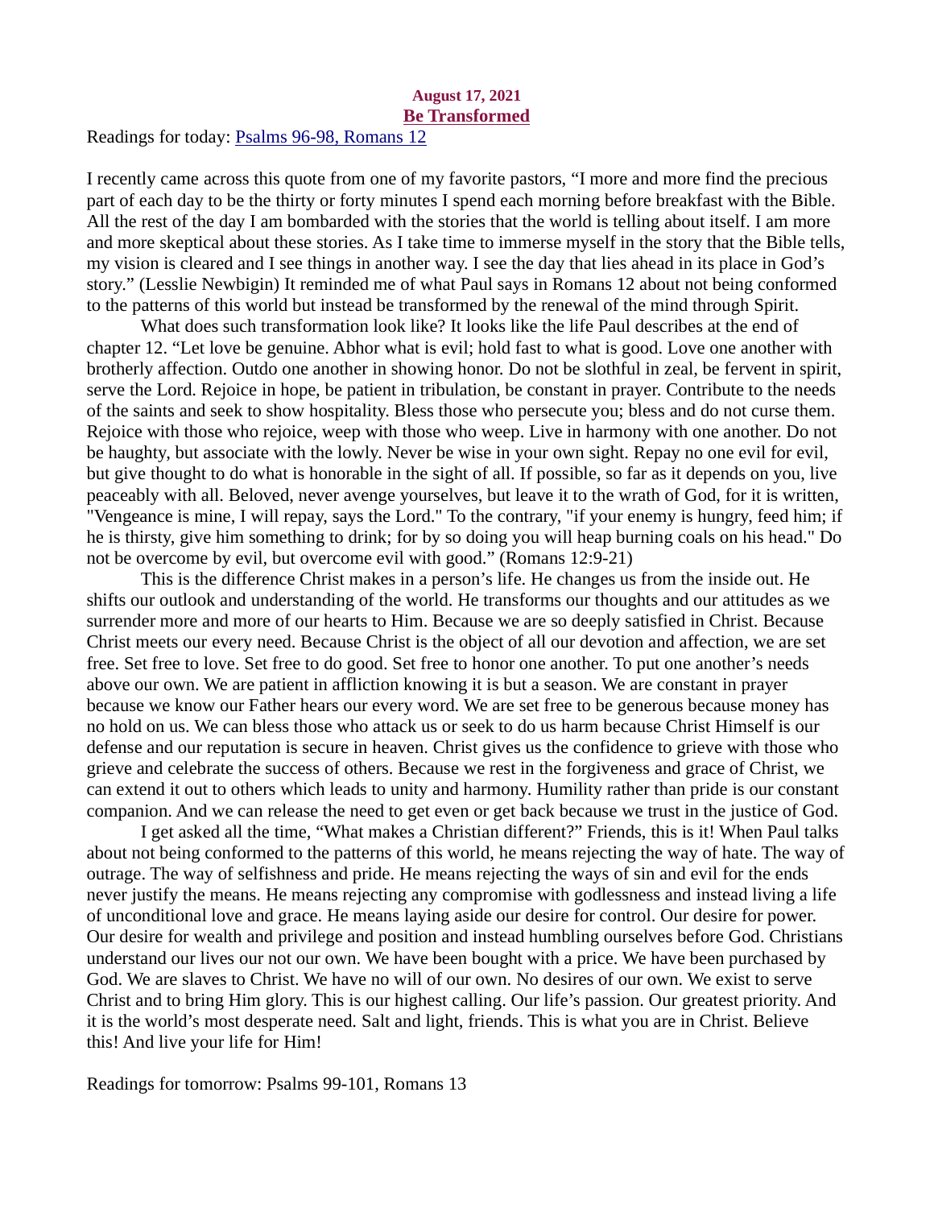**August 17, 2021**

## Be Transformed

Readings for today: Psalms 96-98, Romans 12

I recently came across this quote from one of my favorite pastors, "I more and more find the precious part of each day to be the thirty or forty minutes I spend each morning before breakfast with the Bible. All the rest of the day I am bombarded with the stories that the world is telling about itself. I am more and more skeptical about these stories. As I take time to immerse myself in the story that the Bible tells, my vision is cleared and I see things in another way. I see the day that lies ahead in its place in God's story." (Lesslie Newbigin) It reminded me of what Paul says in Romans 12 about not being conformed to the patterns of this world but instead be transformed by the renewal of the mind through Spirit.

What does such transformation look like? It looks like the life Paul describes at the end of chapter 12. "Let love be genuine. Abhor what is evil; hold fast to what is good. Love one another with brotherly affection. Outdo one another in showing honor. Do not be slothful in zeal, be fervent in spirit, serve the Lord. Rejoice in hope, be patient in tribulation, be constant in prayer. Contribute to the needs of the saints and seek to show hospitality. Bless those who persecute you; bless and do not curse them. Rejoice with those who rejoice, weep with those who weep. Live in harmony with one another. Do not be haughty, but associate with the lowly. Never be wise in your own sight. Repay no one evil for evil, but give thought to do what is honorable in the sight of all. If possible, so far as it depends on you, live peaceably with all. Beloved, never avenge yourselves, but leave it to the wrath of God, for it is written, "Vengeance is mine, I will repay, says the Lord." To the contrary, "if your enemy is hungry, feed him; if he is thirsty, give him something to drink; for by so doing you will heap burning coals on his head." Do not be overcome by evil, but overcome evil with good." (Romans 12:9-21)

This is the difference Christ makes in a person's life. He changes us from the inside out. He shifts our outlook and understanding of the world. He transforms our thoughts and our attitudes as we surrender more and more of our hearts to Him. Because we are so deeply satisfied in Christ. Because Christ meets our every need. Because Christ is the object of all our devotion and affection, we are set free. Set free to love. Set free to do good. Set free to honor one another. To put one another's needs above our own. We are patient in affliction knowing it is but a season. We are constant in prayer because we know our Father hears our every word. We are set free to be generous because money has no hold on us. We can bless those who attack us or seek to do us harm because Christ Himself is our defense and our reputation is secure in heaven. Christ gives us the confidence to grieve with those who grieve and celebrate the success of others. Because we rest in the forgiveness and grace of Christ, we can extend it out to others which leads to unity and harmony. Humility rather than pride is our constant companion. And we can release the need to get even or get back because we trust in the justice of God.

I get asked all the time, "What makes a Christian different?" Friends, this is it! When Paul talks about not being conformed to the patterns of this world, he means rejecting the way of hate. The way of outrage. The way of selfishness and pride. He means rejecting the ways of sin and evil for the ends never justify the means. He means rejecting any compromise with godlessness and instead living a life of unconditional love and grace. He means laying aside our desire for control. Our desire for power. Our desire for wealth and privilege and position and instead humbling ourselves before God. Christians understand our lives our not our own. We have been bought with a price. We have been purchased by God. We are slaves to Christ. We have no will of our own. No desires of our own. We exist to serve Christ and to bring Him glory. This is our highest calling. Our life's passion. Our greatest priority. And it is the world's most desperate need. Salt and light, friends. This is what you are in Christ. Believe this! And live your life for Him!

Readings for tomorrow: Psalms 99-101, Romans 13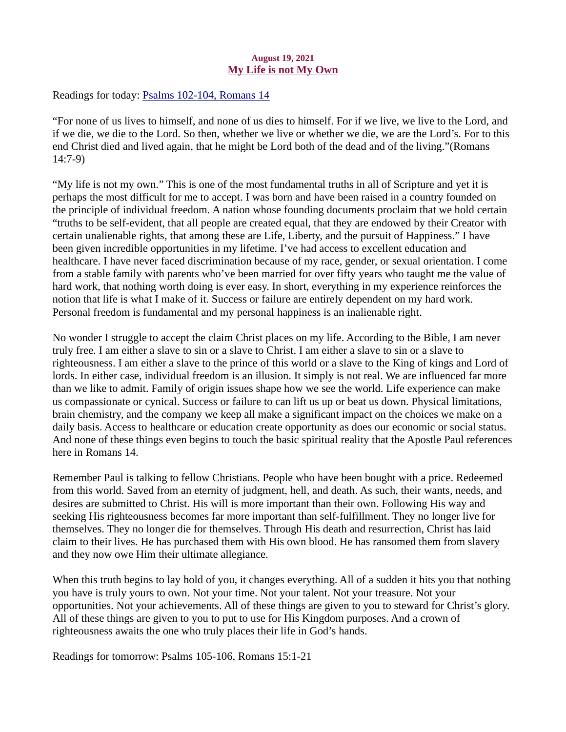**August 19, 2021**

## My Life is not My Own

Readings for today: [Psalms 102-104, Romans 14]

"For none of us lives to himself, and none of us dies to himself. For if we live, we live to the Lord, and if we die, we die to the Lord. So then, whether we live or whether we die, we are the Lord's. For to this end Christ died and lived again, that he might be Lord both of the dead and of the living."(Romans 14:7-9)

"My life is not my own." This is one of the most fundamental truths in all of Scripture and yet it is perhaps the most difficult for me to accept. I was born and have been raised in a country founded on the principle of individual freedom. A nation whose founding documents proclaim that we hold certain "truths to be self-evident, that all people are created equal, that they are endowed by their Creator with certain unalienable rights, that among these are Life, Liberty, and the pursuit of Happiness." I have been given incredible opportunities in my lifetime. I've had access to excellent education and healthcare. I have never faced discrimination because of my race, gender, or sexual orientation. I come from a stable family with parents who've been married for over fifty years who taught me the value of hard work, that nothing worth doing is ever easy. In short, everything in my experience reinforces the notion that life is what I make of it. Success or failure are entirely dependent on my hard work. Personal freedom is fundamental and my personal happiness is an inalienable right.

No wonder I struggle to accept the claim Christ places on my life. According to the Bible, I am never truly free. I am either a slave to sin or a slave to Christ. I am either a slave to sin or a slave to righteousness. I am either a slave to the prince of this world or a slave to the King of kings and Lord of lords. In either case, individual freedom is an illusion. It simply is not real. We are influenced far more than we like to admit. Family of origin issues shape how we see the world. Life experience can make us compassionate or cynical. Success or failure to can lift us up or beat us down. Physical limitations, brain chemistry, and the company we keep all make a significant impact on the choices we make on a daily basis. Access to healthcare or education create opportunity as does our economic or social status. And none of these things even begins to touch the basic spiritual reality that the Apostle Paul references here in Romans 14.

Remember Paul is talking to fellow Christians. People who have been bought with a price. Redeemed from this world. Saved from an eternity of judgment, hell, and death. As such, their wants, needs, and desires are submitted to Christ. His will is more important than their own. Following His way and seeking His righteousness becomes far more important than self-fulfillment. They no longer live for themselves. They no longer die for themselves. Through His death and resurrection, Christ has laid claim to their lives. He has purchased them with His own blood. He has ransomed them from slavery and they now owe Him their ultimate allegiance.

When this truth begins to lay hold of you, it changes everything. All of a sudden it hits you that nothing you have is truly yours to own. Not your time. Not your talent. Not your treasure. Not your opportunities. Not your achievements. All of these things are given to you to steward for Christ's glory. All of these things are given to you to put to use for His Kingdom purposes. And a crown of righteousness awaits the one who truly places their life in God's hands.

Readings for tomorrow: Psalms 105-106, Romans 15:1-21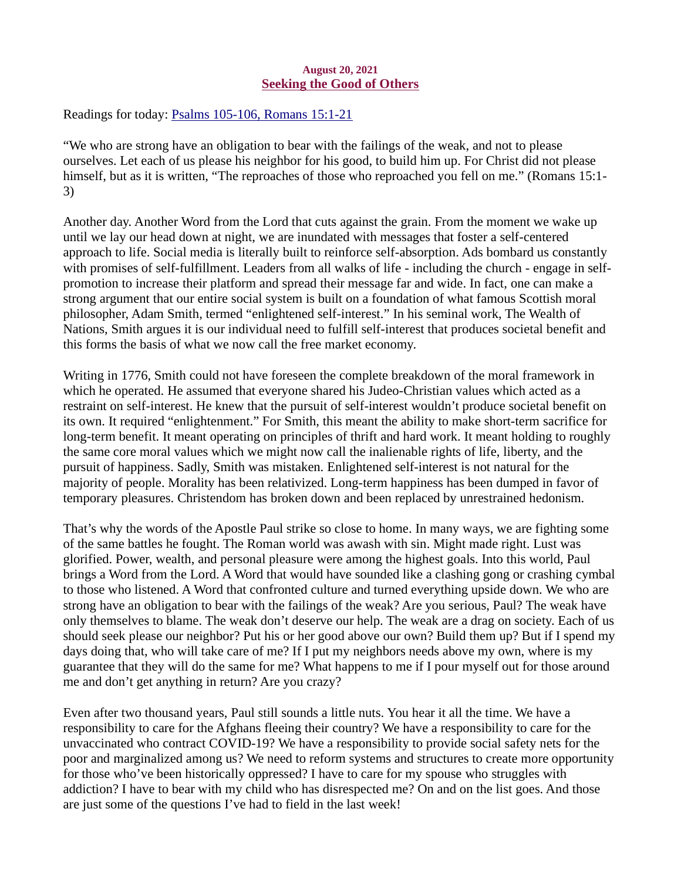**August 20, 2021**

## [Seeking the Good of Others]

Readings for today: [Psalms 105-106, Romans 15:1-21]

“We who are strong have an obligation to bear with the failings of the weak, and not to please ourselves. Let each of us please his neighbor for his good, to build him up. For Christ did not please himself, but as it is written, “The reproaches of those who reproached you fell on me.” (Romans 15:1-3)

Another day. Another Word from the Lord that cuts against the grain. From the moment we wake up until we lay our head down at night, we are inundated with messages that foster a self-centered approach to life. Social media is literally built to reinforce self-absorption. Ads bombard us constantly with promises of self-fulfillment. Leaders from all walks of life - including the church - engage in self-promotion to increase their platform and spread their message far and wide. In fact, one can make a strong argument that our entire social system is built on a foundation of what famous Scottish moral philosopher, Adam Smith, termed “enlightened self-interest.” In his seminal work, The Wealth of Nations, Smith argues it is our individual need to fulfill self-interest that produces societal benefit and this forms the basis of what we now call the free market economy.

Writing in 1776, Smith could not have foreseen the complete breakdown of the moral framework in which he operated. He assumed that everyone shared his Judeo-Christian values which acted as a restraint on self-interest. He knew that the pursuit of self-interest wouldn’t produce societal benefit on its own. It required “enlightenment.” For Smith, this meant the ability to make short-term sacrifice for long-term benefit. It meant operating on principles of thrift and hard work. It meant holding to roughly the same core moral values which we might now call the inalienable rights of life, liberty, and the pursuit of happiness. Sadly, Smith was mistaken. Enlightened self-interest is not natural for the majority of people. Morality has been relativized. Long-term happiness has been dumped in favor of temporary pleasures. Christendom has broken down and been replaced by unrestrained hedonism.

That’s why the words of the Apostle Paul strike so close to home. In many ways, we are fighting some of the same battles he fought. The Roman world was awash with sin. Might made right. Lust was glorified. Power, wealth, and personal pleasure were among the highest goals. Into this world, Paul brings a Word from the Lord. A Word that would have sounded like a clashing gong or crashing cymbal to those who listened. A Word that confronted culture and turned everything upside down. We who are strong have an obligation to bear with the failings of the weak? Are you serious, Paul? The weak have only themselves to blame. The weak don’t deserve our help. The weak are a drag on society. Each of us should seek please our neighbor? Put his or her good above our own? Build them up? But if I spend my days doing that, who will take care of me? If I put my neighbors needs above my own, where is my guarantee that they will do the same for me? What happens to me if I pour myself out for those around me and don’t get anything in return? Are you crazy?

Even after two thousand years, Paul still sounds a little nuts. You hear it all the time. We have a responsibility to care for the Afghans fleeing their country? We have a responsibility to care for the unvaccinated who contract COVID-19? We have a responsibility to provide social safety nets for the poor and marginalized among us? We need to reform systems and structures to create more opportunity for those who’ve been historically oppressed? I have to care for my spouse who struggles with addiction? I have to bear with my child who has disrespected me? On and on the list goes. And those are just some of the questions I’ve had to field in the last week!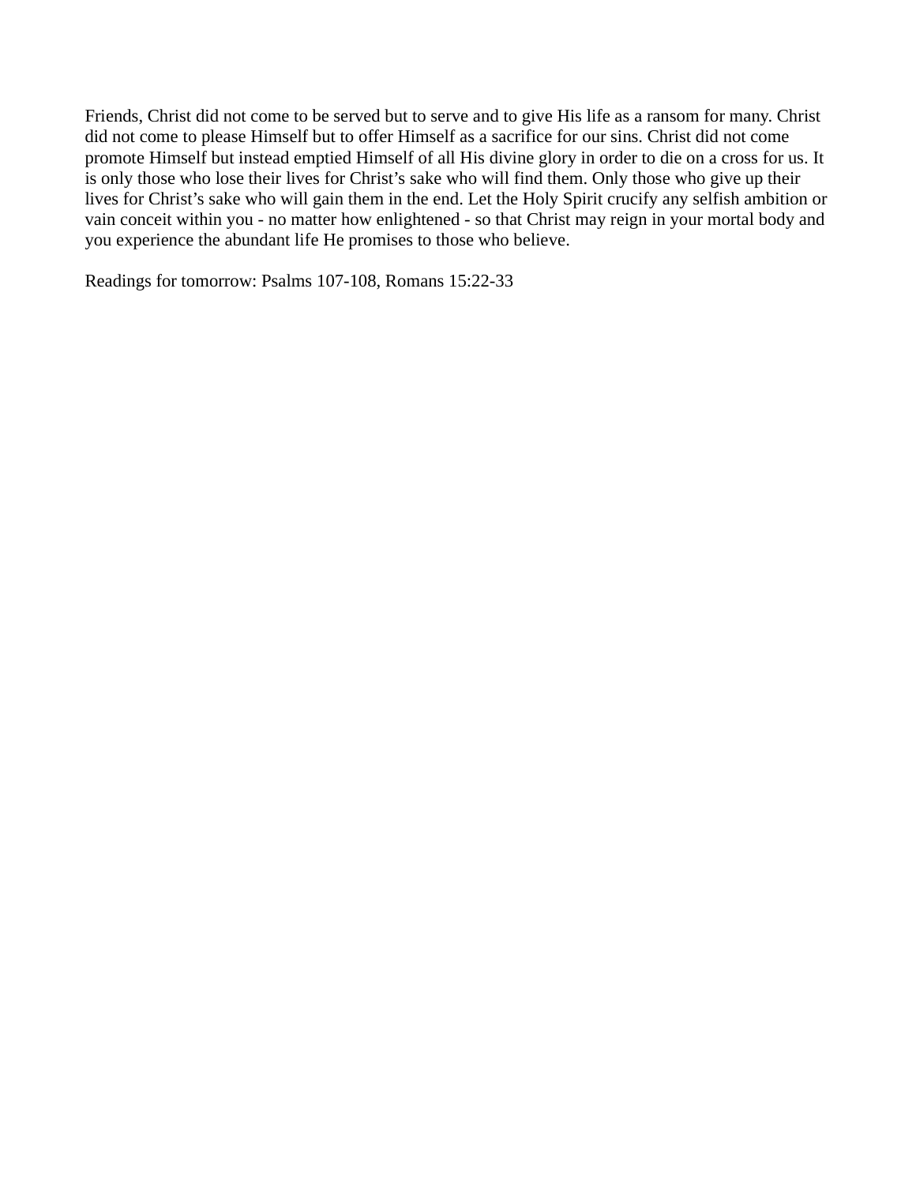Friends, Christ did not come to be served but to serve and to give His life as a ransom for many. Christ did not come to please Himself but to offer Himself as a sacrifice for our sins. Christ did not come promote Himself but instead emptied Himself of all His divine glory in order to die on a cross for us. It is only those who lose their lives for Christ's sake who will find them. Only those who give up their lives for Christ's sake who will gain them in the end. Let the Holy Spirit crucify any selfish ambition or vain conceit within you - no matter how enlightened - so that Christ may reign in your mortal body and you experience the abundant life He promises to those who believe.

Readings for tomorrow: Psalms 107-108, Romans 15:22-33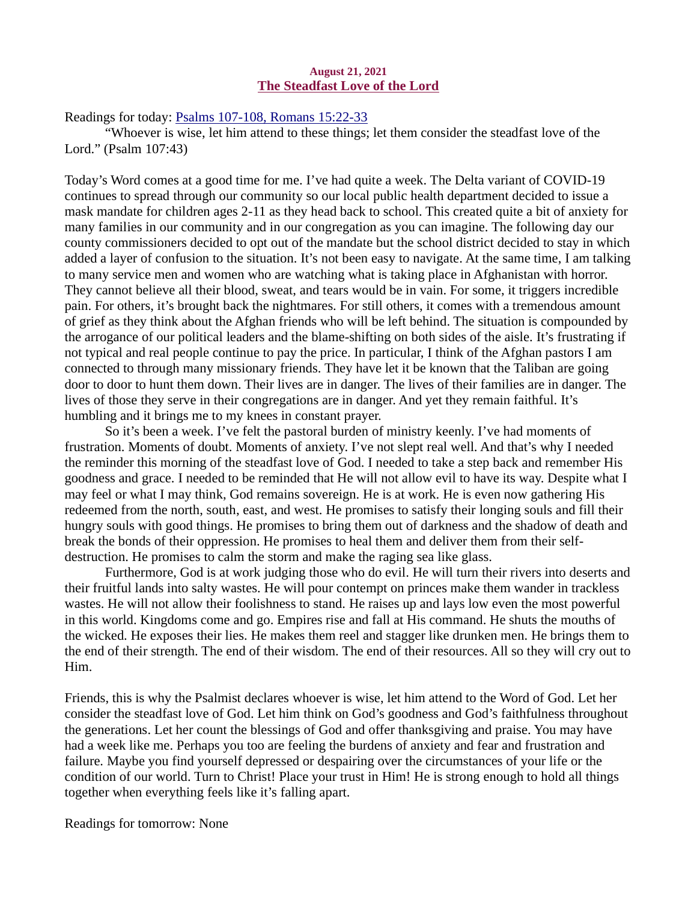**August 21, 2021**

## The Steadfast Love of the Lord

Readings for today: [Psalms 107-108, Romans 15:22-33]

"Whoever is wise, let him attend to these things; let them consider the steadfast love of the Lord." (Psalm 107:43)

Today's Word comes at a good time for me. I've had quite a week. The Delta variant of COVID-19 continues to spread through our community so our local public health department decided to issue a mask mandate for children ages 2-11 as they head back to school. This created quite a bit of anxiety for many families in our community and in our congregation as you can imagine. The following day our county commissioners decided to opt out of the mandate but the school district decided to stay in which added a layer of confusion to the situation. It's not been easy to navigate. At the same time, I am talking to many service men and women who are watching what is taking place in Afghanistan with horror. They cannot believe all their blood, sweat, and tears would be in vain. For some, it triggers incredible pain. For others, it's brought back the nightmares. For still others, it comes with a tremendous amount of grief as they think about the Afghan friends who will be left behind. The situation is compounded by the arrogance of our political leaders and the blame-shifting on both sides of the aisle. It's frustrating if not typical and real people continue to pay the price. In particular, I think of the Afghan pastors I am connected to through many missionary friends. They have let it be known that the Taliban are going door to door to hunt them down. Their lives are in danger. The lives of their families are in danger. The lives of those they serve in their congregations are in danger. And yet they remain faithful. It's humbling and it brings me to my knees in constant prayer.

So it's been a week. I've felt the pastoral burden of ministry keenly. I've had moments of frustration. Moments of doubt. Moments of anxiety. I've not slept real well. And that's why I needed the reminder this morning of the steadfast love of God. I needed to take a step back and remember His goodness and grace. I needed to be reminded that He will not allow evil to have its way. Despite what I may feel or what I may think, God remains sovereign. He is at work. He is even now gathering His redeemed from the north, south, east, and west. He promises to satisfy their longing souls and fill their hungry souls with good things. He promises to bring them out of darkness and the shadow of death and break the bonds of their oppression. He promises to heal them and deliver them from their self-destruction. He promises to calm the storm and make the raging sea like glass.

Furthermore, God is at work judging those who do evil. He will turn their rivers into deserts and their fruitful lands into salty wastes. He will pour contempt on princes make them wander in trackless wastes. He will not allow their foolishness to stand. He raises up and lays low even the most powerful in this world. Kingdoms come and go. Empires rise and fall at His command. He shuts the mouths of the wicked. He exposes their lies. He makes them reel and stagger like drunken men. He brings them to the end of their strength. The end of their wisdom. The end of their resources. All so they will cry out to Him.

Friends, this is why the Psalmist declares whoever is wise, let him attend to the Word of God. Let her consider the steadfast love of God. Let him think on God's goodness and God's faithfulness throughout the generations. Let her count the blessings of God and offer thanksgiving and praise. You may have had a week like me. Perhaps you too are feeling the burdens of anxiety and fear and frustration and failure. Maybe you find yourself depressed or despairing over the circumstances of your life or the condition of our world. Turn to Christ! Place your trust in Him! He is strong enough to hold all things together when everything feels like it's falling apart.

Readings for tomorrow: None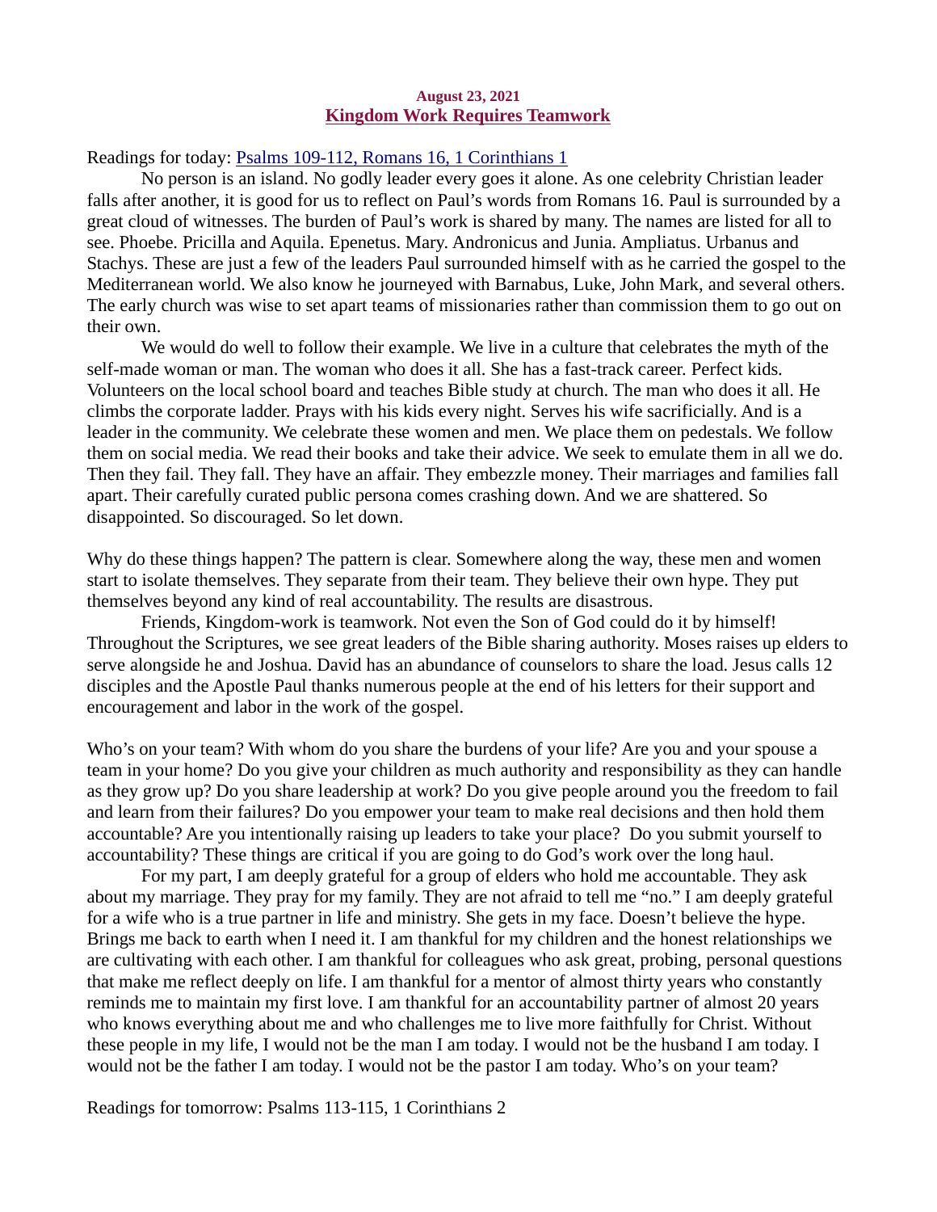**August 23, 2021**

## Kingdom Work Requires Teamwork

Readings for today: [Psalms 109-112, Romans 16, 1 Corinthians 1]

No person is an island. No godly leader every goes it alone. As one celebrity Christian leader falls after another, it is good for us to reflect on Paul's words from Romans 16. Paul is surrounded by a great cloud of witnesses. The burden of Paul's work is shared by many. The names are listed for all to see. Phoebe. Pricilla and Aquila. Epenetus. Mary. Andronicus and Junia. Ampliatus. Urbanus and Stachys. These are just a few of the leaders Paul surrounded himself with as he carried the gospel to the Mediterranean world. We also know he journeyed with Barnabus, Luke, John Mark, and several others. The early church was wise to set apart teams of missionaries rather than commission them to go out on their own.

We would do well to follow their example. We live in a culture that celebrates the myth of the self-made woman or man. The woman who does it all. She has a fast-track career. Perfect kids. Volunteers on the local school board and teaches Bible study at church. The man who does it all. He climbs the corporate ladder. Prays with his kids every night. Serves his wife sacrificially. And is a leader in the community. We celebrate these women and men. We place them on pedestals. We follow them on social media. We read their books and take their advice. We seek to emulate them in all we do. Then they fail. They fall. They have an affair. They embezzle money. Their marriages and families fall apart. Their carefully curated public persona comes crashing down. And we are shattered. So disappointed. So discouraged. So let down.

Why do these things happen? The pattern is clear. Somewhere along the way, these men and women start to isolate themselves. They separate from their team. They believe their own hype. They put themselves beyond any kind of real accountability. The results are disastrous.

Friends, Kingdom-work is teamwork. Not even the Son of God could do it by himself! Throughout the Scriptures, we see great leaders of the Bible sharing authority. Moses raises up elders to serve alongside he and Joshua. David has an abundance of counselors to share the load. Jesus calls 12 disciples and the Apostle Paul thanks numerous people at the end of his letters for their support and encouragement and labor in the work of the gospel.

Who's on your team? With whom do you share the burdens of your life? Are you and your spouse a team in your home? Do you give your children as much authority and responsibility as they can handle as they grow up? Do you share leadership at work? Do you give people around you the freedom to fail and learn from their failures? Do you empower your team to make real decisions and then hold them accountable? Are you intentionally raising up leaders to take your place? Do you submit yourself to accountability? These things are critical if you are going to do God's work over the long haul.

For my part, I am deeply grateful for a group of elders who hold me accountable. They ask about my marriage. They pray for my family. They are not afraid to tell me "no." I am deeply grateful for a wife who is a true partner in life and ministry. She gets in my face. Doesn't believe the hype. Brings me back to earth when I need it. I am thankful for my children and the honest relationships we are cultivating with each other. I am thankful for colleagues who ask great, probing, personal questions that make me reflect deeply on life. I am thankful for a mentor of almost thirty years who constantly reminds me to maintain my first love. I am thankful for an accountability partner of almost 20 years who knows everything about me and who challenges me to live more faithfully for Christ. Without these people in my life, I would not be the man I am today. I would not be the husband I am today. I would not be the father I am today. I would not be the pastor I am today. Who's on your team?

Readings for tomorrow: Psalms 113-115, 1 Corinthians 2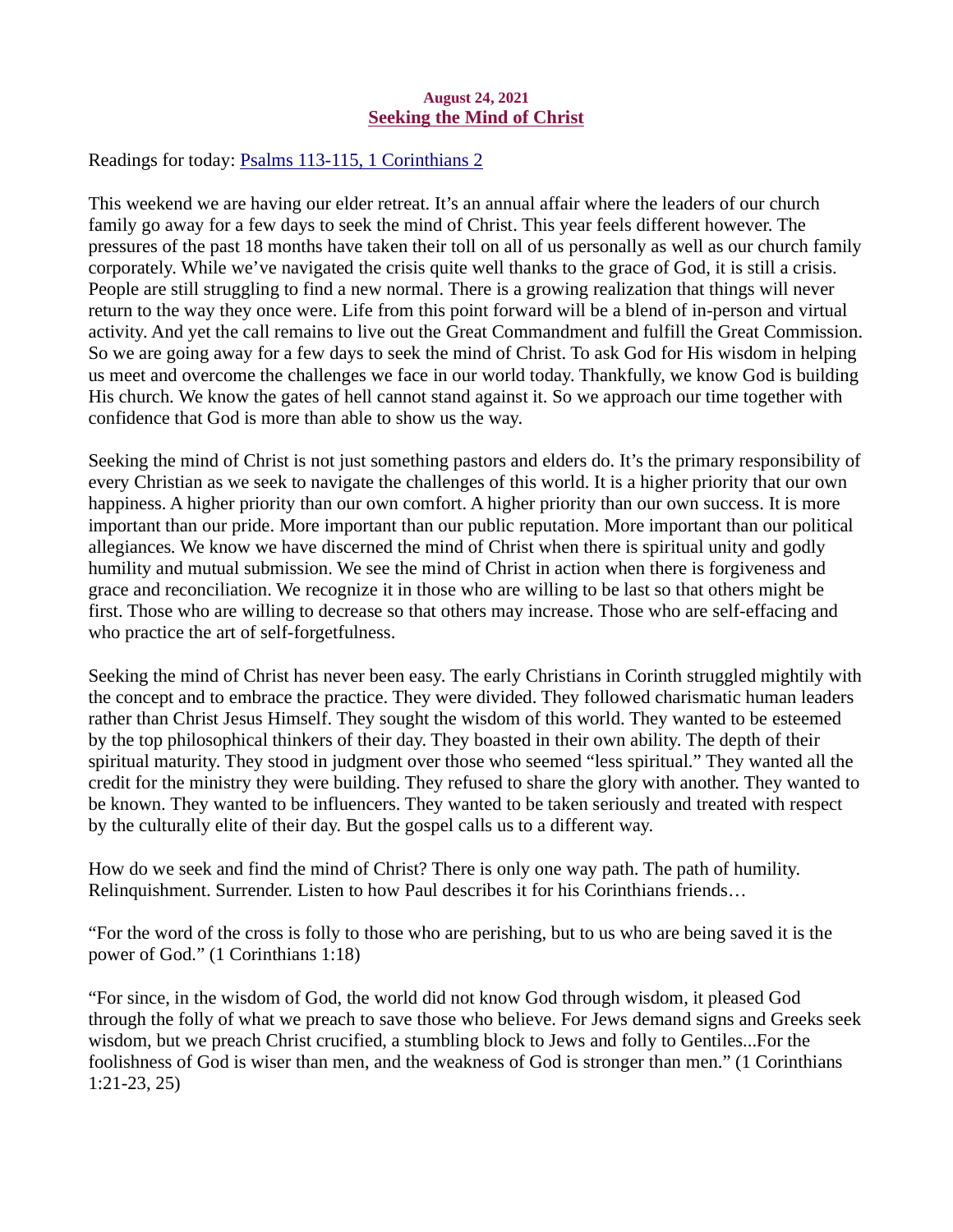August 24, 2021

## Seeking the Mind of Christ

Readings for today: Psalms 113-115, 1 Corinthians 2

This weekend we are having our elder retreat. It's an annual affair where the leaders of our church family go away for a few days to seek the mind of Christ. This year feels different however. The pressures of the past 18 months have taken their toll on all of us personally as well as our church family corporately. While we've navigated the crisis quite well thanks to the grace of God, it is still a crisis. People are still struggling to find a new normal. There is a growing realization that things will never return to the way they once were. Life from this point forward will be a blend of in-person and virtual activity. And yet the call remains to live out the Great Commandment and fulfill the Great Commission. So we are going away for a few days to seek the mind of Christ. To ask God for His wisdom in helping us meet and overcome the challenges we face in our world today. Thankfully, we know God is building His church. We know the gates of hell cannot stand against it. So we approach our time together with confidence that God is more than able to show us the way.

Seeking the mind of Christ is not just something pastors and elders do. It's the primary responsibility of every Christian as we seek to navigate the challenges of this world. It is a higher priority that our own happiness. A higher priority than our own comfort. A higher priority than our own success. It is more important than our pride. More important than our public reputation. More important than our political allegiances. We know we have discerned the mind of Christ when there is spiritual unity and godly humility and mutual submission. We see the mind of Christ in action when there is forgiveness and grace and reconciliation. We recognize it in those who are willing to be last so that others might be first. Those who are willing to decrease so that others may increase. Those who are self-effacing and who practice the art of self-forgetfulness.

Seeking the mind of Christ has never been easy. The early Christians in Corinth struggled mightily with the concept and to embrace the practice. They were divided. They followed charismatic human leaders rather than Christ Jesus Himself. They sought the wisdom of this world. They wanted to be esteemed by the top philosophical thinkers of their day. They boasted in their own ability. The depth of their spiritual maturity. They stood in judgment over those who seemed "less spiritual." They wanted all the credit for the ministry they were building. They refused to share the glory with another. They wanted to be known. They wanted to be influencers. They wanted to be taken seriously and treated with respect by the culturally elite of their day. But the gospel calls us to a different way.

How do we seek and find the mind of Christ? There is only one way path. The path of humility. Relinquishment. Surrender. Listen to how Paul describes it for his Corinthians friends…

"For the word of the cross is folly to those who are perishing, but to us who are being saved it is the power of God." (1 Corinthians 1:18)

"For since, in the wisdom of God, the world did not know God through wisdom, it pleased God through the folly of what we preach to save those who believe. For Jews demand signs and Greeks seek wisdom, but we preach Christ crucified, a stumbling block to Jews and folly to Gentiles...For the foolishness of God is wiser than men, and the weakness of God is stronger than men." (1 Corinthians 1:21-23, 25)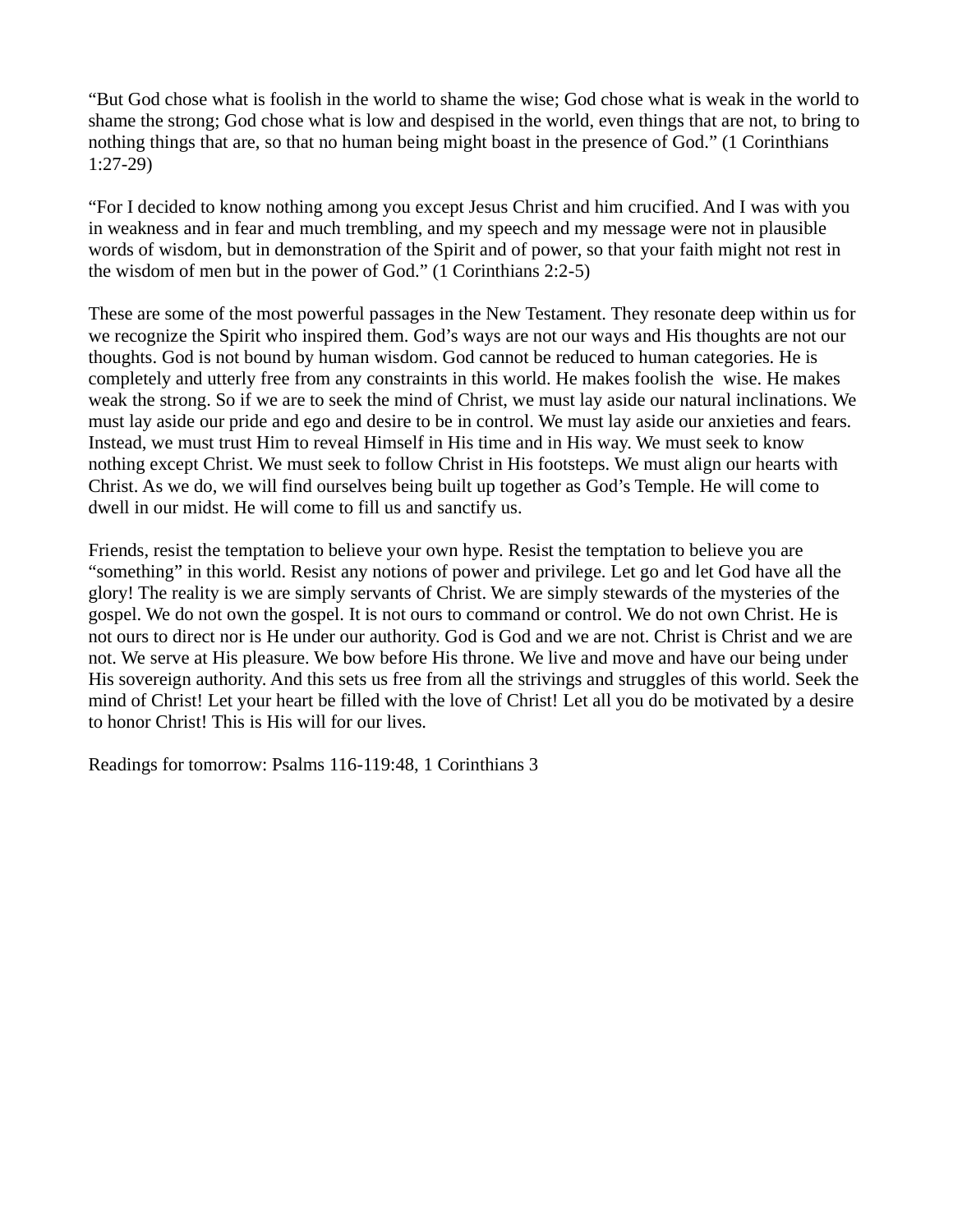"But God chose what is foolish in the world to shame the wise; God chose what is weak in the world to shame the strong; God chose what is low and despised in the world, even things that are not, to bring to nothing things that are, so that no human being might boast in the presence of God." (1 Corinthians 1:27-29)

"For I decided to know nothing among you except Jesus Christ and him crucified. And I was with you in weakness and in fear and much trembling, and my speech and my message were not in plausible words of wisdom, but in demonstration of the Spirit and of power, so that your faith might not rest in the wisdom of men but in the power of God." (1 Corinthians 2:2-5)

These are some of the most powerful passages in the New Testament. They resonate deep within us for we recognize the Spirit who inspired them. God's ways are not our ways and His thoughts are not our thoughts. God is not bound by human wisdom. God cannot be reduced to human categories. He is completely and utterly free from any constraints in this world. He makes foolish the wise. He makes weak the strong. So if we are to seek the mind of Christ, we must lay aside our natural inclinations. We must lay aside our pride and ego and desire to be in control. We must lay aside our anxieties and fears. Instead, we must trust Him to reveal Himself in His time and in His way. We must seek to know nothing except Christ. We must seek to follow Christ in His footsteps. We must align our hearts with Christ. As we do, we will find ourselves being built up together as God's Temple. He will come to dwell in our midst. He will come to fill us and sanctify us.

Friends, resist the temptation to believe your own hype. Resist the temptation to believe you are "something" in this world. Resist any notions of power and privilege. Let go and let God have all the glory! The reality is we are simply servants of Christ. We are simply stewards of the mysteries of the gospel. We do not own the gospel. It is not ours to command or control. We do not own Christ. He is not ours to direct nor is He under our authority. God is God and we are not. Christ is Christ and we are not. We serve at His pleasure. We bow before His throne. We live and move and have our being under His sovereign authority. And this sets us free from all the strivings and struggles of this world. Seek the mind of Christ! Let your heart be filled with the love of Christ! Let all you do be motivated by a desire to honor Christ! This is His will for our lives.

Readings for tomorrow: Psalms 116-119:48, 1 Corinthians 3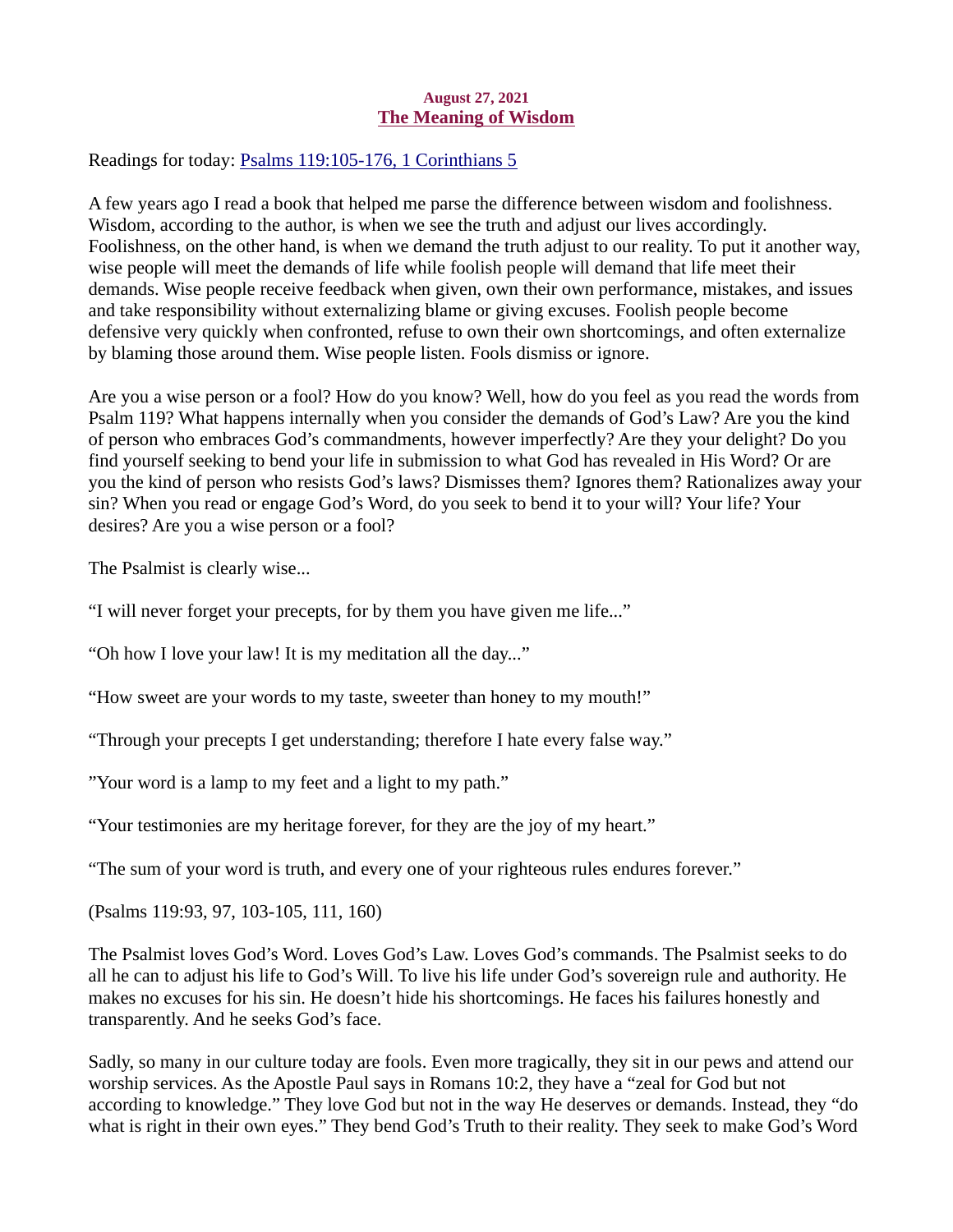August 27, 2021

## The Meaning of Wisdom

Readings for today: [Psalms 119:105-176, 1 Corinthians 5]()

A few years ago I read a book that helped me parse the difference between wisdom and foolishness. Wisdom, according to the author, is when we see the truth and adjust our lives accordingly. Foolishness, on the other hand, is when we demand the truth adjust to our reality. To put it another way, wise people will meet the demands of life while foolish people will demand that life meet their demands. Wise people receive feedback when given, own their own performance, mistakes, and issues and take responsibility without externalizing blame or giving excuses. Foolish people become defensive very quickly when confronted, refuse to own their own shortcomings, and often externalize by blaming those around them. Wise people listen. Fools dismiss or ignore.

Are you a wise person or a fool? How do you know? Well, how do you feel as you read the words from Psalm 119? What happens internally when you consider the demands of God's Law? Are you the kind of person who embraces God's commandments, however imperfectly? Are they your delight? Do you find yourself seeking to bend your life in submission to what God has revealed in His Word? Or are you the kind of person who resists God's laws? Dismisses them? Ignores them? Rationalizes away your sin? When you read or engage God's Word, do you seek to bend it to your will? Your life? Your desires? Are you a wise person or a fool?

The Psalmist is clearly wise...

"I will never forget your precepts, for by them you have given me life..."

"Oh how I love your law! It is my meditation all the day..."

"How sweet are your words to my taste, sweeter than honey to my mouth!"

"Through your precepts I get understanding; therefore I hate every false way."

"Your word is a lamp to my feet and a light to my path."

"Your testimonies are my heritage forever, for they are the joy of my heart."

"The sum of your word is truth, and every one of your righteous rules endures forever."

(Psalms 119:93, 97, 103-105, 111, 160)

The Psalmist loves God's Word. Loves God's Law. Loves God's commands. The Psalmist seeks to do all he can to adjust his life to God's Will. To live his life under God's sovereign rule and authority. He makes no excuses for his sin. He doesn't hide his shortcomings. He faces his failures honestly and transparently. And he seeks God's face.

Sadly, so many in our culture today are fools. Even more tragically, they sit in our pews and attend our worship services. As the Apostle Paul says in Romans 10:2, they have a "zeal for God but not according to knowledge." They love God but not in the way He deserves or demands. Instead, they "do what is right in their own eyes." They bend God's Truth to their reality. They seek to make God's Word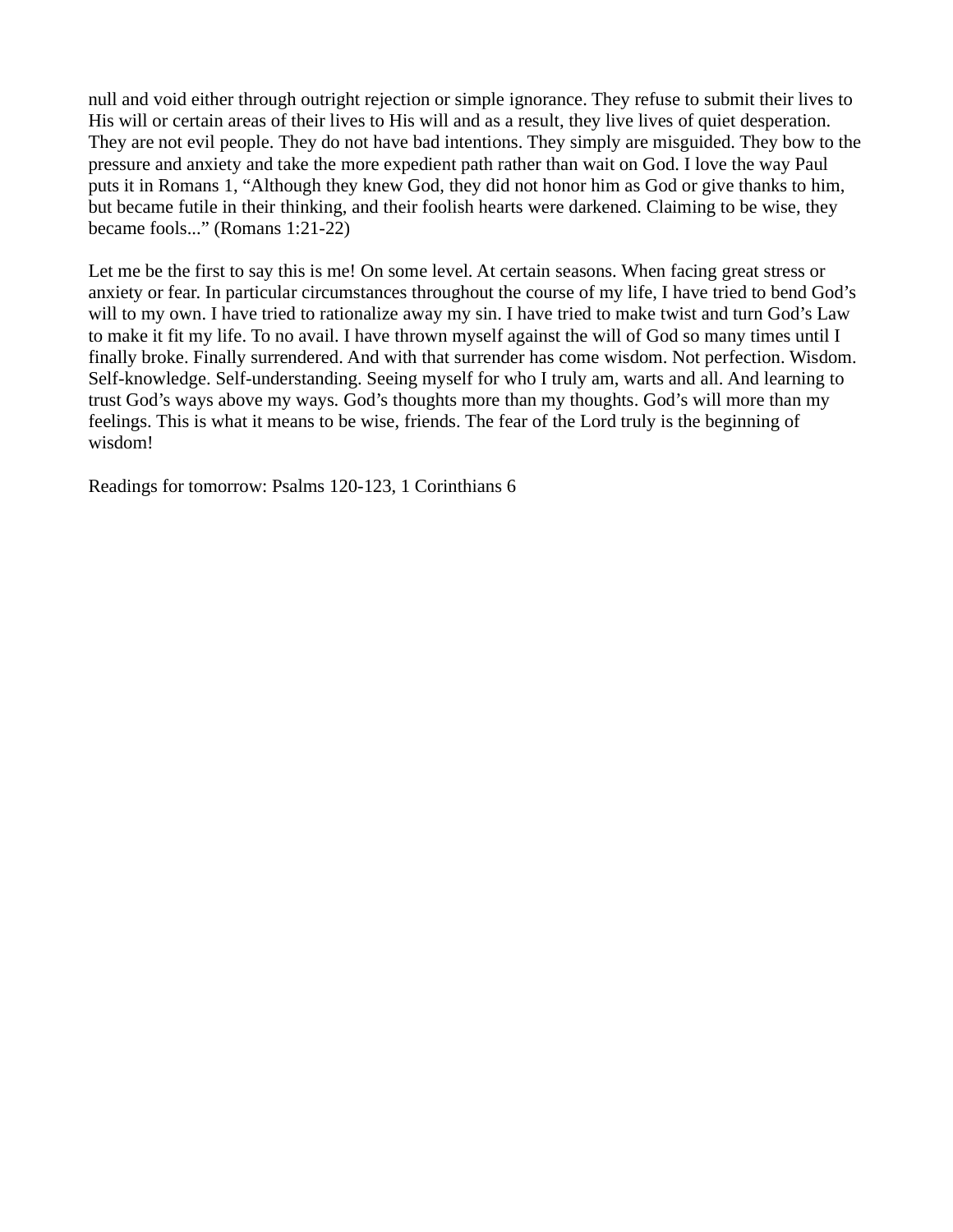null and void either through outright rejection or simple ignorance. They refuse to submit their lives to His will or certain areas of their lives to His will and as a result, they live lives of quiet desperation. They are not evil people. They do not have bad intentions. They simply are misguided. They bow to the pressure and anxiety and take the more expedient path rather than wait on God. I love the way Paul puts it in Romans 1, "Although they knew God, they did not honor him as God or give thanks to him, but became futile in their thinking, and their foolish hearts were darkened. Claiming to be wise, they became fools..." (Romans 1:21-22)

Let me be the first to say this is me! On some level. At certain seasons. When facing great stress or anxiety or fear. In particular circumstances throughout the course of my life, I have tried to bend God's will to my own. I have tried to rationalize away my sin. I have tried to make twist and turn God's Law to make it fit my life. To no avail. I have thrown myself against the will of God so many times until I finally broke. Finally surrendered. And with that surrender has come wisdom. Not perfection. Wisdom. Self-knowledge. Self-understanding. Seeing myself for who I truly am, warts and all. And learning to trust God's ways above my ways. God's thoughts more than my thoughts. God's will more than my feelings. This is what it means to be wise, friends. The fear of the Lord truly is the beginning of wisdom!

Readings for tomorrow: Psalms 120-123, 1 Corinthians 6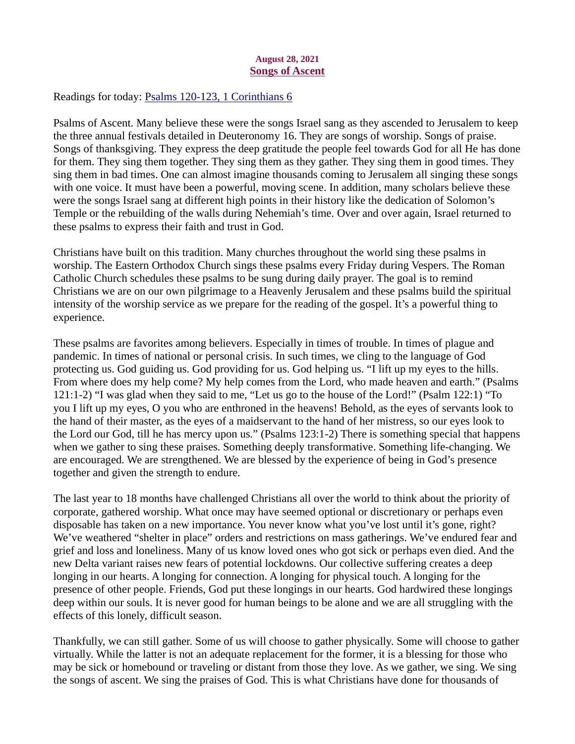**August 28, 2021**

## Songs of Ascent

Readings for today: [Psalms 120-123, 1 Corinthians 6]

Psalms of Ascent. Many believe these were the songs Israel sang as they ascended to Jerusalem to keep the three annual festivals detailed in Deuteronomy 16. They are songs of worship. Songs of praise. Songs of thanksgiving. They express the deep gratitude the people feel towards God for all He has done for them. They sing them together. They sing them as they gather. They sing them in good times. They sing them in bad times. One can almost imagine thousands coming to Jerusalem all singing these songs with one voice. It must have been a powerful, moving scene. In addition, many scholars believe these were the songs Israel sang at different high points in their history like the dedication of Solomon's Temple or the rebuilding of the walls during Nehemiah's time. Over and over again, Israel returned to these psalms to express their faith and trust in God.

Christians have built on this tradition. Many churches throughout the world sing these psalms in worship. The Eastern Orthodox Church sings these psalms every Friday during Vespers. The Roman Catholic Church schedules these psalms to be sung during daily prayer. The goal is to remind Christians we are on our own pilgrimage to a Heavenly Jerusalem and these psalms build the spiritual intensity of the worship service as we prepare for the reading of the gospel. It's a powerful thing to experience.

These psalms are favorites among believers. Especially in times of trouble. In times of plague and pandemic. In times of national or personal crisis. In such times, we cling to the language of God protecting us. God guiding us. God providing for us. God helping us. "I lift up my eyes to the hills. From where does my help come? My help comes from the Lord, who made heaven and earth." (Psalms 121:1-2) "I was glad when they said to me, "Let us go to the house of the Lord!" (Psalm 122:1) "To you I lift up my eyes, O you who are enthroned in the heavens! Behold, as the eyes of servants look to the hand of their master, as the eyes of a maidservant to the hand of her mistress, so our eyes look to the Lord our God, till he has mercy upon us." (Psalms 123:1-2) There is something special that happens when we gather to sing these praises. Something deeply transformative. Something life-changing. We are encouraged. We are strengthened. We are blessed by the experience of being in God's presence together and given the strength to endure.

The last year to 18 months have challenged Christians all over the world to think about the priority of corporate, gathered worship. What once may have seemed optional or discretionary or perhaps even disposable has taken on a new importance. You never know what you've lost until it's gone, right? We've weathered "shelter in place" orders and restrictions on mass gatherings. We've endured fear and grief and loss and loneliness. Many of us know loved ones who got sick or perhaps even died. And the new Delta variant raises new fears of potential lockdowns. Our collective suffering creates a deep longing in our hearts. A longing for connection. A longing for physical touch. A longing for the presence of other people. Friends, God put these longings in our hearts. God hardwired these longings deep within our souls. It is never good for human beings to be alone and we are all struggling with the effects of this lonely, difficult season.

Thankfully, we can still gather. Some of us will choose to gather physically. Some will choose to gather virtually. While the latter is not an adequate replacement for the former, it is a blessing for those who may be sick or homebound or traveling or distant from those they love. As we gather, we sing. We sing the songs of ascent. We sing the praises of God. This is what Christians have done for thousands of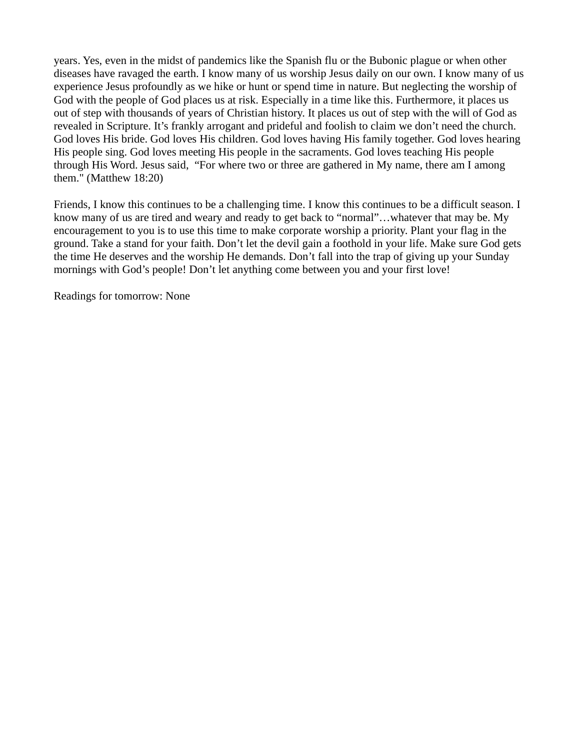years. Yes, even in the midst of pandemics like the Spanish flu or the Bubonic plague or when other diseases have ravaged the earth. I know many of us worship Jesus daily on our own. I know many of us experience Jesus profoundly as we hike or hunt or spend time in nature. But neglecting the worship of God with the people of God places us at risk. Especially in a time like this. Furthermore, it places us out of step with thousands of years of Christian history. It places us out of step with the will of God as revealed in Scripture. It's frankly arrogant and prideful and foolish to claim we don't need the church. God loves His bride. God loves His children. God loves having His family together. God loves hearing His people sing. God loves meeting His people in the sacraments. God loves teaching His people through His Word. Jesus said, "For where two or three are gathered in My name, there am I among them." (Matthew 18:20)

Friends, I know this continues to be a challenging time. I know this continues to be a difficult season. I know many of us are tired and weary and ready to get back to "normal"…whatever that may be. My encouragement to you is to use this time to make corporate worship a priority. Plant your flag in the ground. Take a stand for your faith. Don't let the devil gain a foothold in your life. Make sure God gets the time He deserves and the worship He demands. Don't fall into the trap of giving up your Sunday mornings with God's people! Don't let anything come between you and your first love!

Readings for tomorrow: None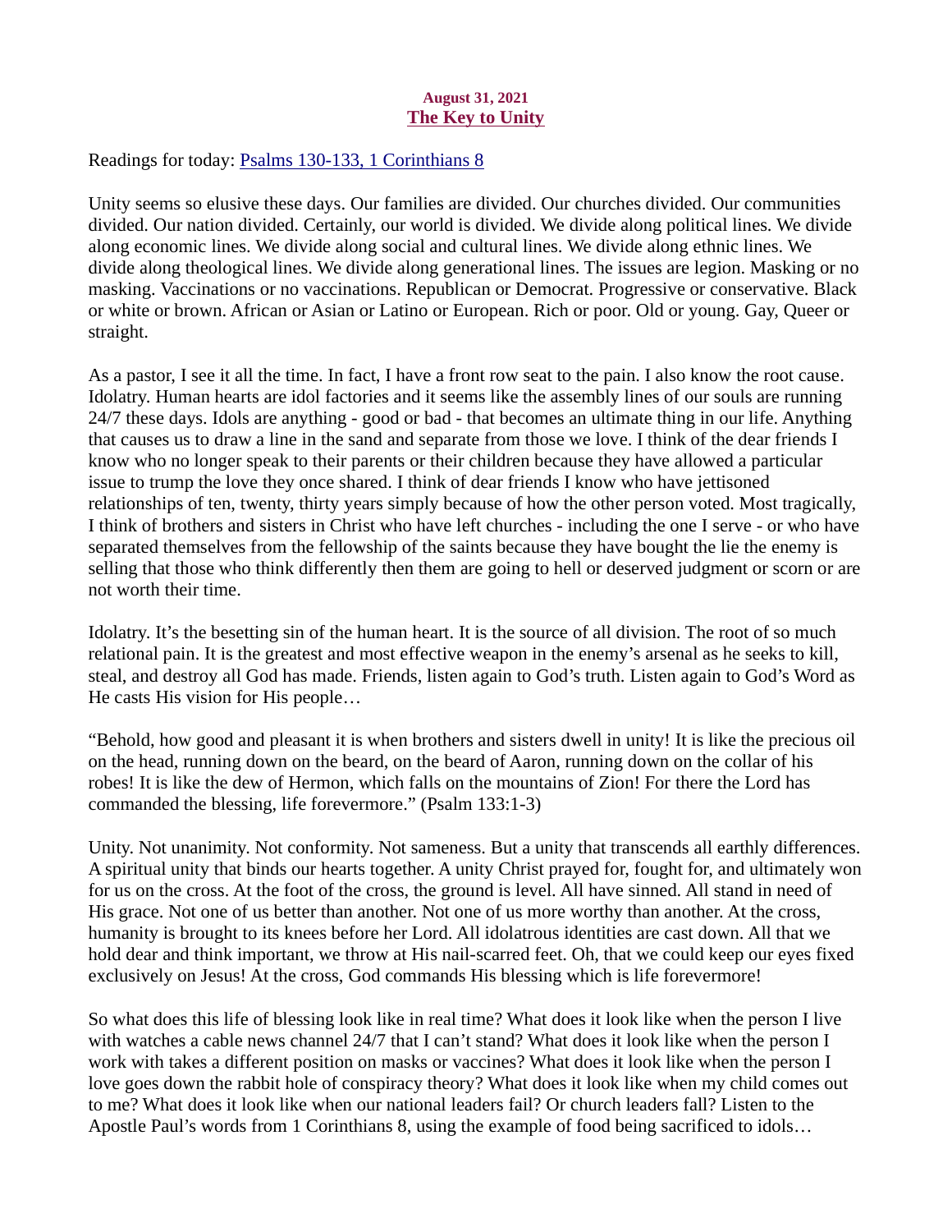August 31, 2021

## The Key to Unity

Readings for today: Psalms 130-133, 1 Corinthians 8

Unity seems so elusive these days. Our families are divided. Our churches divided. Our communities divided. Our nation divided. Certainly, our world is divided. We divide along political lines. We divide along economic lines. We divide along social and cultural lines. We divide along ethnic lines. We divide along theological lines. We divide along generational lines. The issues are legion. Masking or no masking. Vaccinations or no vaccinations. Republican or Democrat. Progressive or conservative. Black or white or brown. African or Asian or Latino or European. Rich or poor. Old or young. Gay, Queer or straight.

As a pastor, I see it all the time. In fact, I have a front row seat to the pain. I also know the root cause. Idolatry. Human hearts are idol factories and it seems like the assembly lines of our souls are running 24/7 these days. Idols are anything - good or bad - that becomes an ultimate thing in our life. Anything that causes us to draw a line in the sand and separate from those we love. I think of the dear friends I know who no longer speak to their parents or their children because they have allowed a particular issue to trump the love they once shared. I think of dear friends I know who have jettisoned relationships of ten, twenty, thirty years simply because of how the other person voted. Most tragically, I think of brothers and sisters in Christ who have left churches - including the one I serve - or who have separated themselves from the fellowship of the saints because they have bought the lie the enemy is selling that those who think differently then them are going to hell or deserved judgment or scorn or are not worth their time.

Idolatry. It's the besetting sin of the human heart. It is the source of all division. The root of so much relational pain. It is the greatest and most effective weapon in the enemy's arsenal as he seeks to kill, steal, and destroy all God has made. Friends, listen again to God's truth. Listen again to God's Word as He casts His vision for His people…

"Behold, how good and pleasant it is when brothers and sisters dwell in unity! It is like the precious oil on the head, running down on the beard, on the beard of Aaron, running down on the collar of his robes! It is like the dew of Hermon, which falls on the mountains of Zion! For there the Lord has commanded the blessing, life forevermore." (Psalm 133:1-3)

Unity. Not unanimity. Not conformity. Not sameness. But a unity that transcends all earthly differences. A spiritual unity that binds our hearts together. A unity Christ prayed for, fought for, and ultimately won for us on the cross. At the foot of the cross, the ground is level. All have sinned. All stand in need of His grace. Not one of us better than another. Not one of us more worthy than another. At the cross, humanity is brought to its knees before her Lord. All idolatrous identities are cast down. All that we hold dear and think important, we throw at His nail-scarred feet. Oh, that we could keep our eyes fixed exclusively on Jesus! At the cross, God commands His blessing which is life forevermore!

So what does this life of blessing look like in real time? What does it look like when the person I live with watches a cable news channel 24/7 that I can't stand? What does it look like when the person I work with takes a different position on masks or vaccines? What does it look like when the person I love goes down the rabbit hole of conspiracy theory? What does it look like when my child comes out to me? What does it look like when our national leaders fail? Or church leaders fall? Listen to the Apostle Paul's words from 1 Corinthians 8, using the example of food being sacrificed to idols…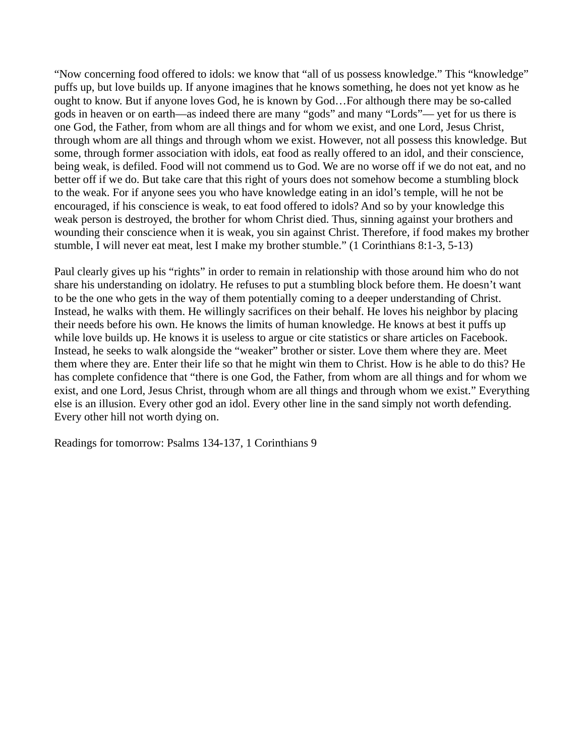"Now concerning food offered to idols: we know that "all of us possess knowledge." This "knowledge" puffs up, but love builds up. If anyone imagines that he knows something, he does not yet know as he ought to know. But if anyone loves God, he is known by God…For although there may be so-called gods in heaven or on earth—as indeed there are many "gods" and many "Lords"— yet for us there is one God, the Father, from whom are all things and for whom we exist, and one Lord, Jesus Christ, through whom are all things and through whom we exist. However, not all possess this knowledge. But some, through former association with idols, eat food as really offered to an idol, and their conscience, being weak, is defiled. Food will not commend us to God. We are no worse off if we do not eat, and no better off if we do. But take care that this right of yours does not somehow become a stumbling block to the weak. For if anyone sees you who have knowledge eating in an idol's temple, will he not be encouraged, if his conscience is weak, to eat food offered to idols? And so by your knowledge this weak person is destroyed, the brother for whom Christ died. Thus, sinning against your brothers and wounding their conscience when it is weak, you sin against Christ. Therefore, if food makes my brother stumble, I will never eat meat, lest I make my brother stumble." (1 Corinthians 8:1-3, 5-13)

Paul clearly gives up his "rights" in order to remain in relationship with those around him who do not share his understanding on idolatry. He refuses to put a stumbling block before them. He doesn't want to be the one who gets in the way of them potentially coming to a deeper understanding of Christ. Instead, he walks with them. He willingly sacrifices on their behalf. He loves his neighbor by placing their needs before his own. He knows the limits of human knowledge. He knows at best it puffs up while love builds up. He knows it is useless to argue or cite statistics or share articles on Facebook. Instead, he seeks to walk alongside the "weaker" brother or sister. Love them where they are. Meet them where they are. Enter their life so that he might win them to Christ. How is he able to do this? He has complete confidence that "there is one God, the Father, from whom are all things and for whom we exist, and one Lord, Jesus Christ, through whom are all things and through whom we exist." Everything else is an illusion. Every other god an idol. Every other line in the sand simply not worth defending. Every other hill not worth dying on.

Readings for tomorrow: Psalms 134-137, 1 Corinthians 9